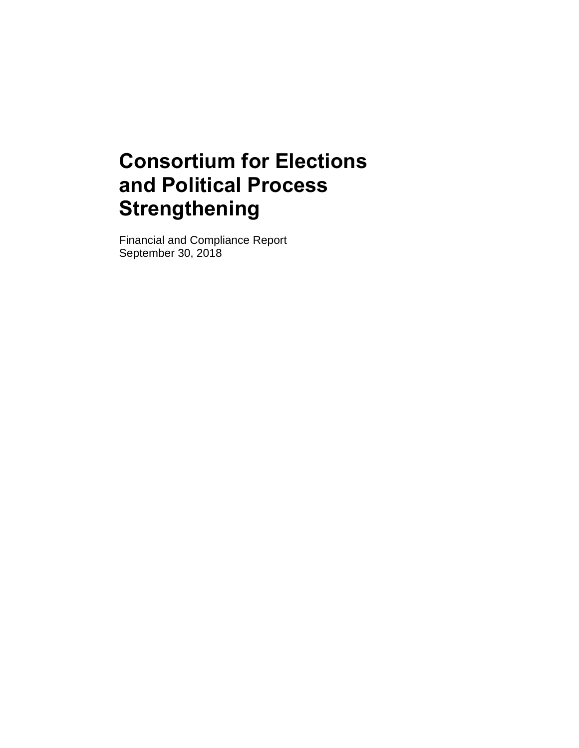# Consortium for Elections and Political Process Strengthening

Financial and Compliance Report
September 30, 2018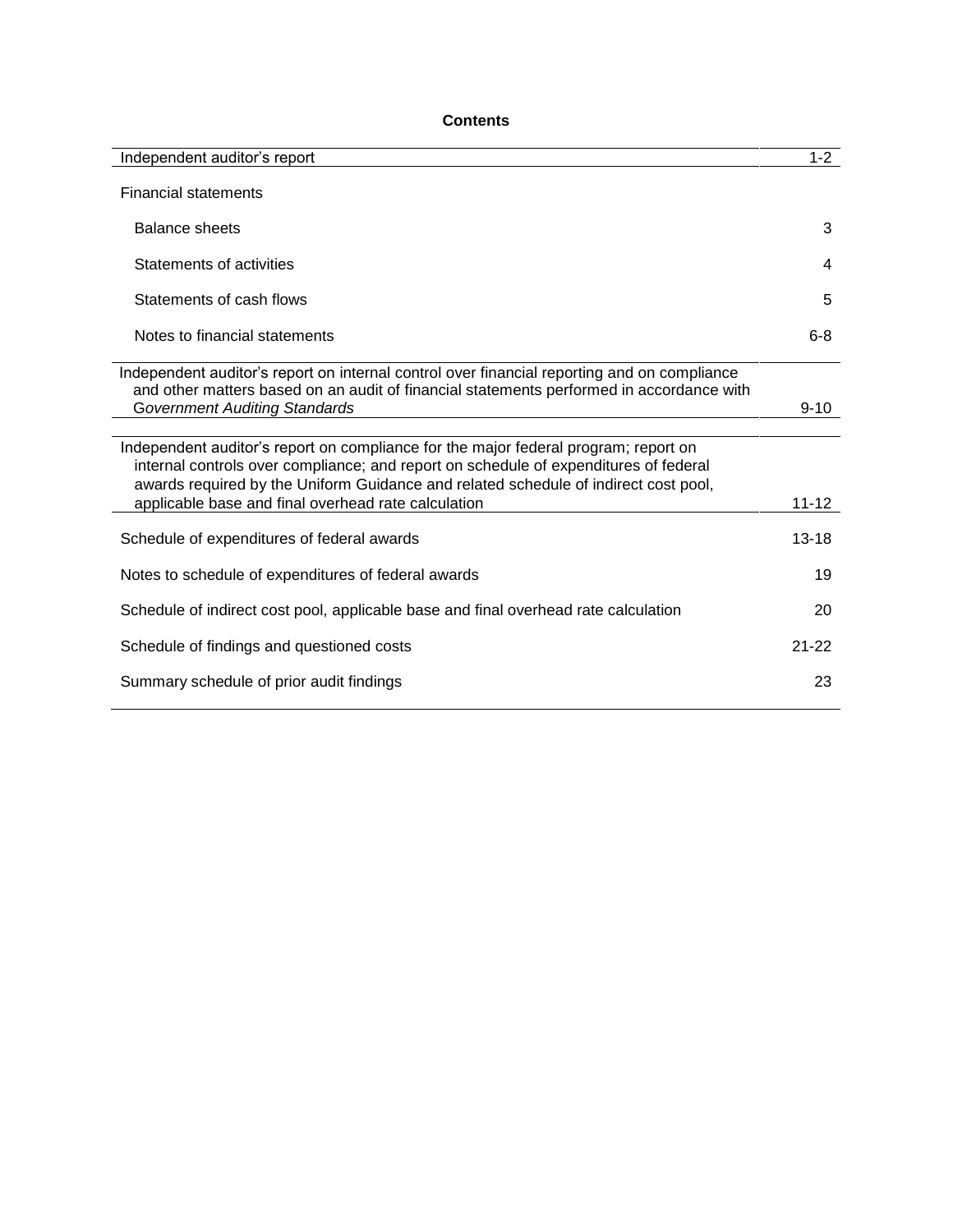**Contents**

| | |
|---|---|
| Independent auditor's report | 1-2 |
| Financial statements | |
| Balance sheets | 3 |
| Statements of activities | 4 |
| Statements of cash flows | 5 |
| Notes to financial statements | 6-8 |
| Independent auditor's report on internal control over financial reporting and on compliance and other matters based on an audit of financial statements performed in accordance with *Government Auditing Standards* | 9-10 |
| Independent auditor's report on compliance for the major federal program; report on internal controls over compliance; and report on schedule of expenditures of federal awards required by the Uniform Guidance and related schedule of indirect cost pool, applicable base and final overhead rate calculation | 11-12 |
| Schedule of expenditures of federal awards | 13-18 |
| Notes to schedule of expenditures of federal awards | 19 |
| Schedule of indirect cost pool, applicable base and final overhead rate calculation | 20 |
| Schedule of findings and questioned costs | 21-22 |
| Summary schedule of prior audit findings | 23 |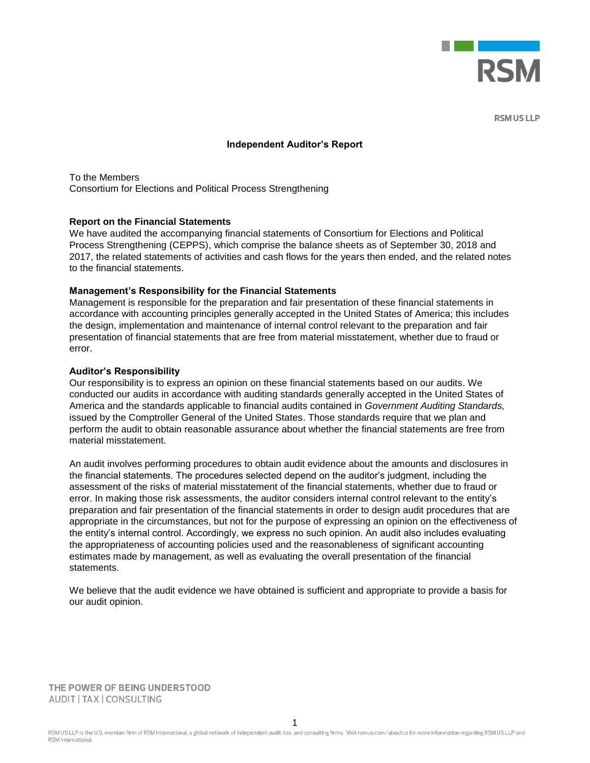RSM US LLP

# Independent Auditor's Report

To the Members
Consortium for Elections and Political Process Strengthening

**Report on the Financial Statements**
We have audited the accompanying financial statements of Consortium for Elections and Political Process Strengthening (CEPPS), which comprise the balance sheets as of September 30, 2018 and 2017, the related statements of activities and cash flows for the years then ended, and the related notes to the financial statements.

**Management's Responsibility for the Financial Statements**
Management is responsible for the preparation and fair presentation of these financial statements in accordance with accounting principles generally accepted in the United States of America; this includes the design, implementation and maintenance of internal control relevant to the preparation and fair presentation of financial statements that are free from material misstatement, whether due to fraud or error.

**Auditor's Responsibility**
Our responsibility is to express an opinion on these financial statements based on our audits. We conducted our audits in accordance with auditing standards generally accepted in the United States of America and the standards applicable to financial audits contained in *Government Auditing Standards,* issued by the Comptroller General of the United States. Those standards require that we plan and perform the audit to obtain reasonable assurance about whether the financial statements are free from material misstatement.

An audit involves performing procedures to obtain audit evidence about the amounts and disclosures in the financial statements. The procedures selected depend on the auditor's judgment, including the assessment of the risks of material misstatement of the financial statements, whether due to fraud or error. In making those risk assessments, the auditor considers internal control relevant to the entity's preparation and fair presentation of the financial statements in order to design audit procedures that are appropriate in the circumstances, but not for the purpose of expressing an opinion on the effectiveness of the entity's internal control. Accordingly, we express no such opinion. An audit also includes evaluating the appropriateness of accounting policies used and the reasonableness of significant accounting estimates made by management, as well as evaluating the overall presentation of the financial statements.

We believe that the audit evidence we have obtained is sufficient and appropriate to provide a basis for our audit opinion.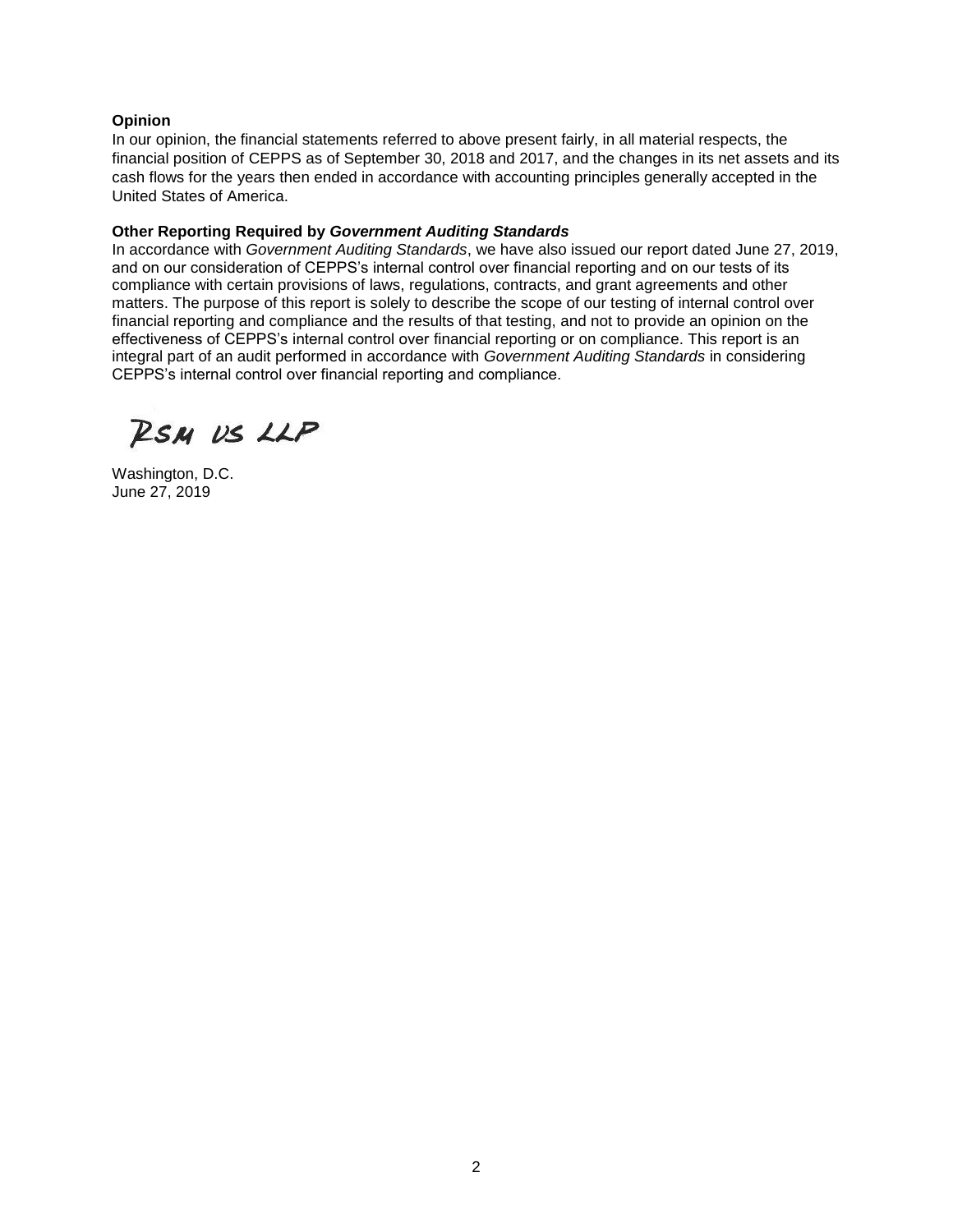**Opinion**

In our opinion, the financial statements referred to above present fairly, in all material respects, the financial position of CEPPS as of September 30, 2018 and 2017, and the changes in its net assets and its cash flows for the years then ended in accordance with accounting principles generally accepted in the United States of America.

**Other Reporting Required by *Government Auditing Standards***

In accordance with *Government Auditing Standards*, we have also issued our report dated June 27, 2019, and on our consideration of CEPPS's internal control over financial reporting and on our tests of its compliance with certain provisions of laws, regulations, contracts, and grant agreements and other matters. The purpose of this report is solely to describe the scope of our testing of internal control over financial reporting and compliance and the results of that testing, and not to provide an opinion on the effectiveness of CEPPS's internal control over financial reporting or on compliance. This report is an integral part of an audit performed in accordance with *Government Auditing Standards* in considering CEPPS's internal control over financial reporting and compliance.

RSM US LLP

Washington, D.C.
June 27, 2019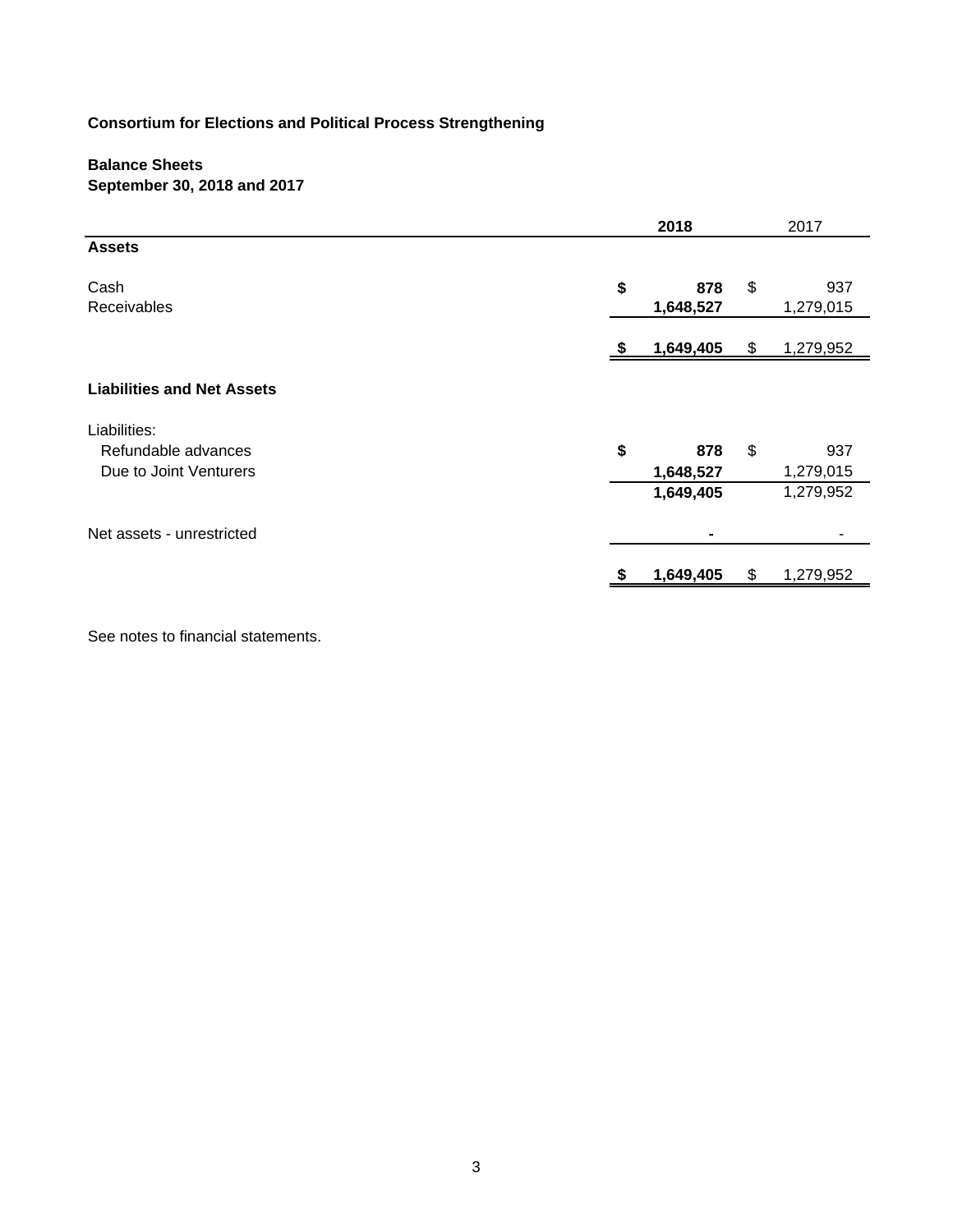**Consortium for Elections and Political Process Strengthening**

**Balance Sheets**
**September 30, 2018 and 2017**

| | 2018 | 2017 |
|---|---|---|
| **Assets** | | |
| Cash | **$ 878** | $ 937 |
| Receivables | **1,648,527** | 1,279,015 |
| | **$ 1,649,405** | $ 1,279,952 |
| **Liabilities and Net Assets** | | |
| Liabilities: | | |
| Refundable advances | **$ 878** | $ 937 |
| Due to Joint Venturers | **1,648,527** | 1,279,015 |
| | **1,649,405** | 1,279,952 |
| Net assets - unrestricted | **-** | - |
| | **$ 1,649,405** | $ 1,279,952 |

See notes to financial statements.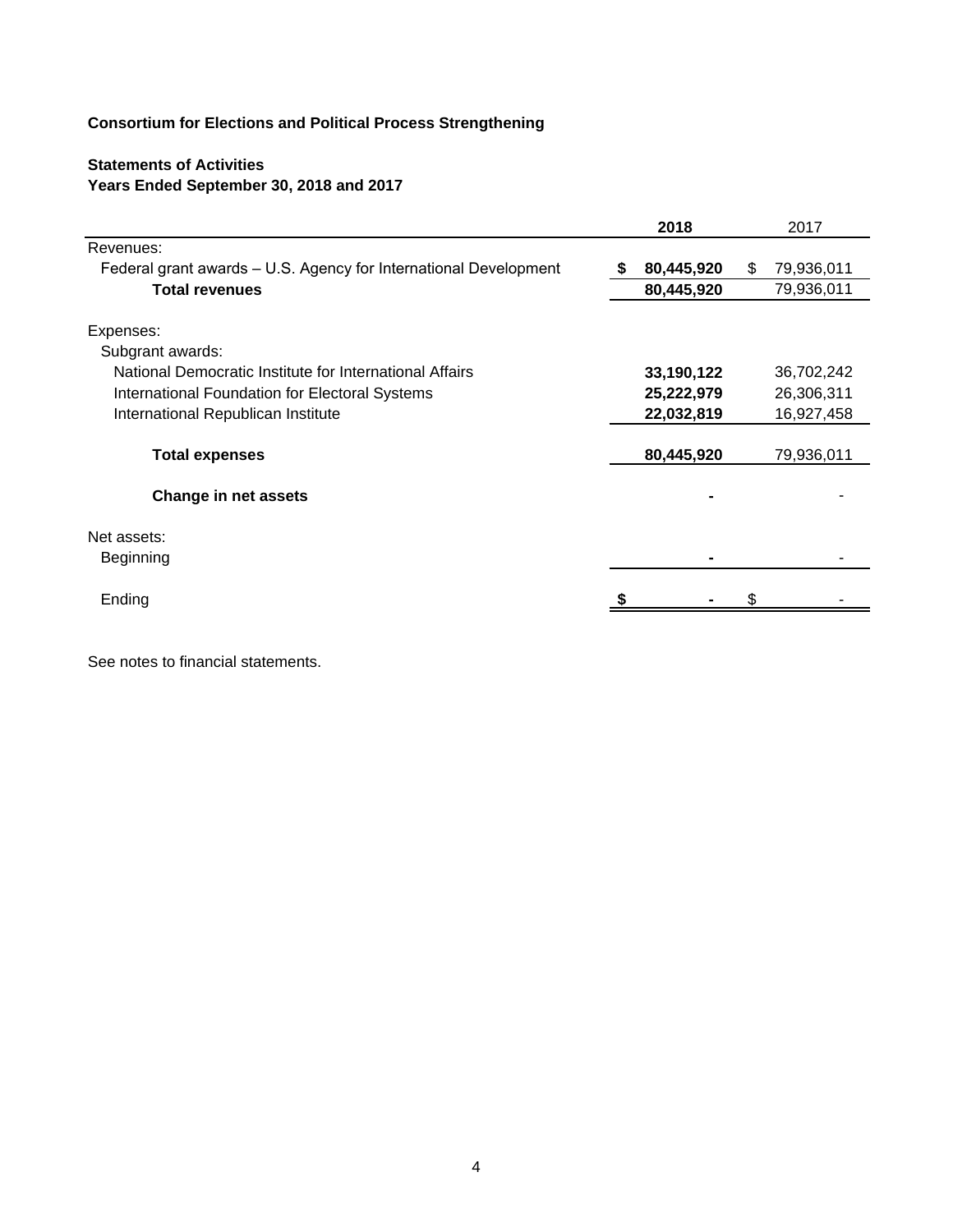**Consortium for Elections and Political Process Strengthening**

**Statements of Activities**
**Years Ended September 30, 2018 and 2017**

| | **2018** | 2017 |
|---|---|---|
| Revenues: | | |
| Federal grant awards – U.S. Agency for International Development | **$ 80,445,920** | $ 79,936,011 |
| **Total revenues** | **80,445,920** | 79,936,011 |
| | | |
| Expenses: | | |
| Subgrant awards: | | |
| National Democratic Institute for International Affairs | **33,190,122** | 36,702,242 |
| International Foundation for Electoral Systems | **25,222,979** | 26,306,311 |
| International Republican Institute | **22,032,819** | 16,927,458 |
| | | |
| **Total expenses** | **80,445,920** | 79,936,011 |
| | | |
| **Change in net assets** | **-** | - |
| | | |
| Net assets: | | |
| Beginning | **-** | - |
| | | |
| Ending | **$ -** | $ - |

See notes to financial statements.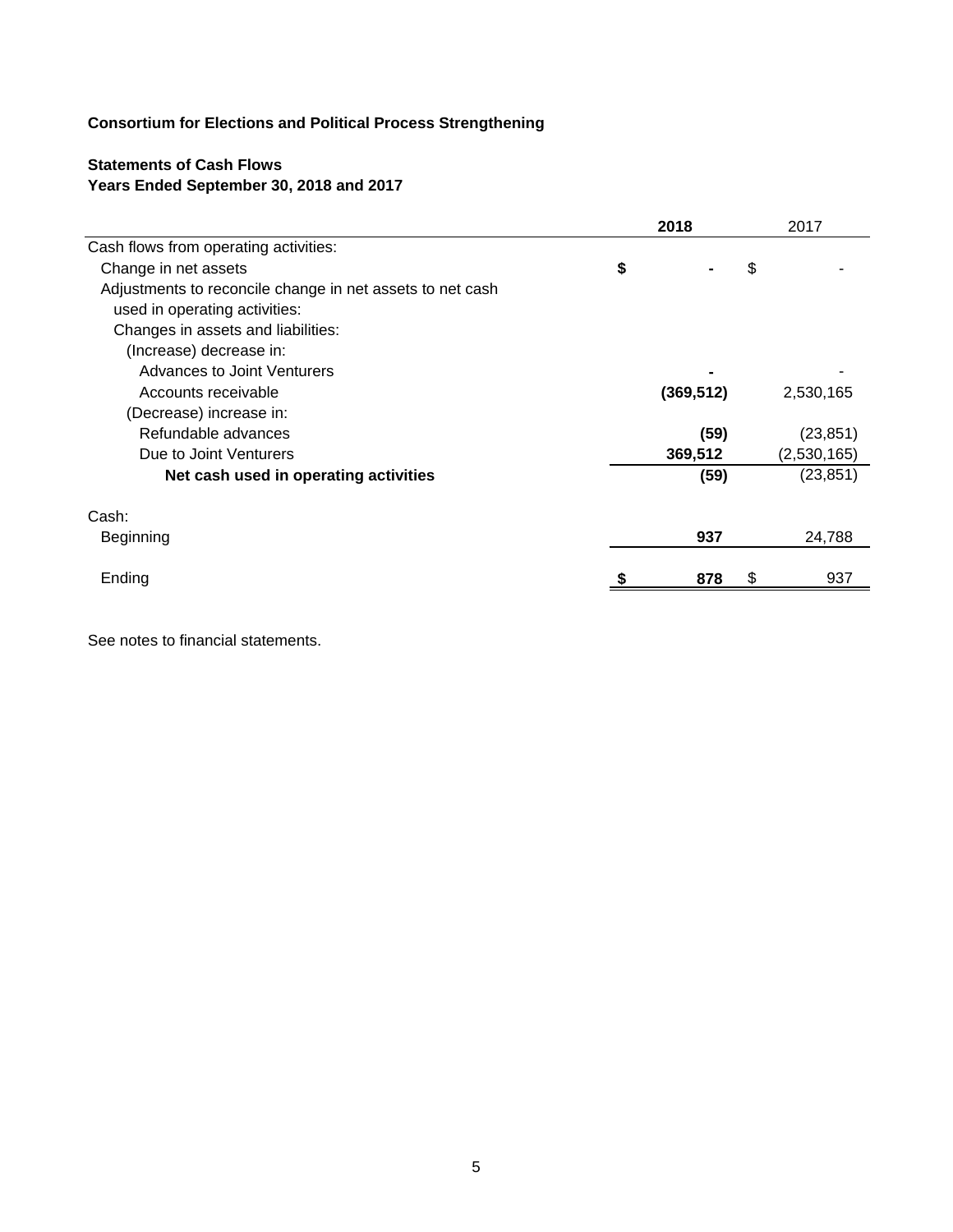**Consortium for Elections and Political Process Strengthening**

**Statements of Cash Flows**
**Years Ended September 30, 2018 and 2017**

| | 2018 | 2017 |
|---|---|---|
| Cash flows from operating activities: | | |
| Change in net assets | $ - | $ - |
| Adjustments to reconcile change in net assets to net cash used in operating activities: | | |
| Changes in assets and liabilities: | | |
| (Increase) decrease in: | | |
| Advances to Joint Venturers | - | - |
| Accounts receivable | (369,512) | 2,530,165 |
| (Decrease) increase in: | | |
| Refundable advances | (59) | (23,851) |
| Due to Joint Venturers | 369,512 | (2,530,165) |
| **Net cash used in operating activities** | (59) | (23,851) |
| Cash: | | |
| Beginning | 937 | 24,788 |
| Ending | $ 878 | $ 937 |

See notes to financial statements.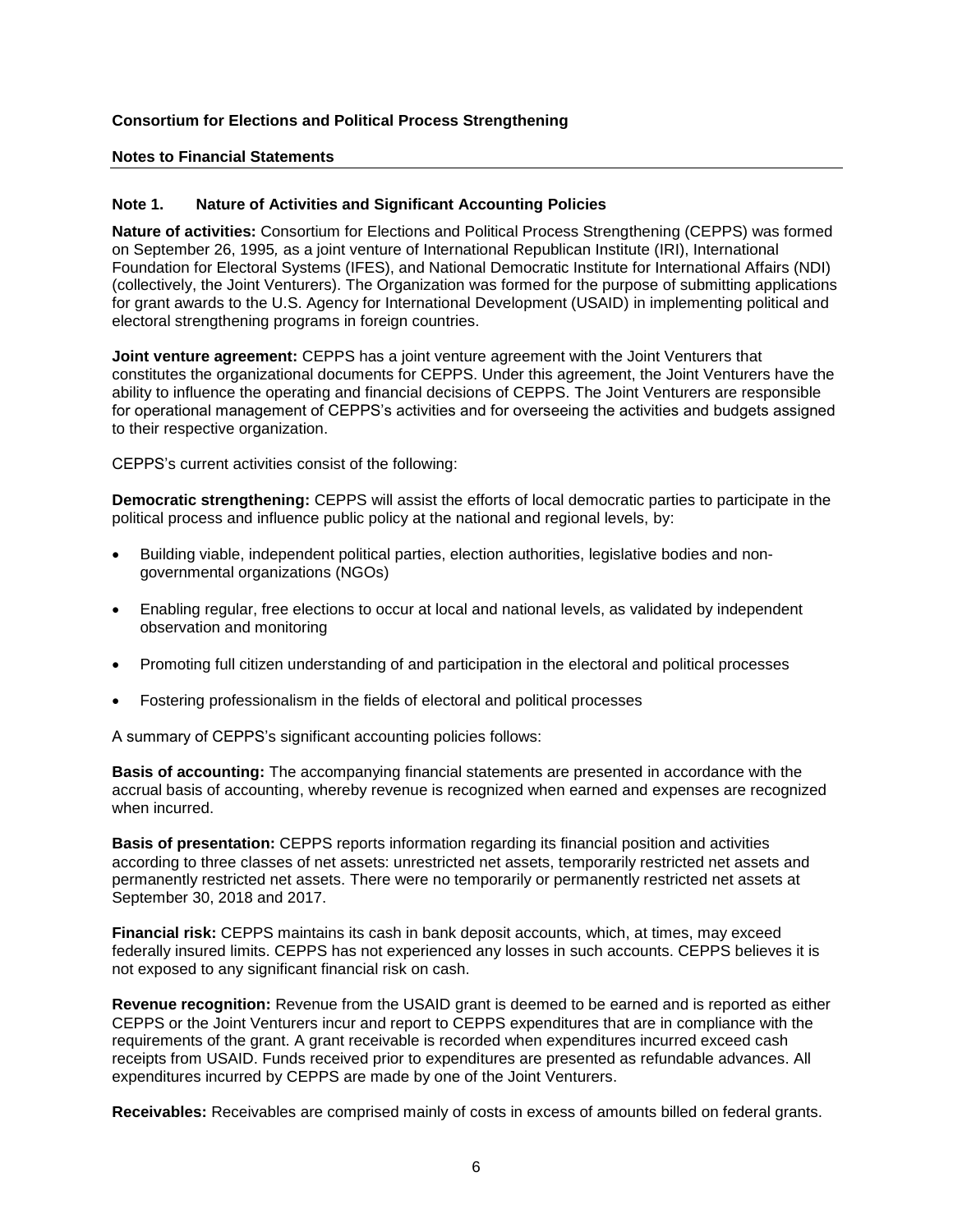**Consortium for Elections and Political Process Strengthening**

**Notes to Financial Statements**

---

## Note 1. Nature of Activities and Significant Accounting Policies

**Nature of activities:** Consortium for Elections and Political Process Strengthening (CEPPS) was formed on September 26, 1995, as a joint venture of International Republican Institute (IRI), International Foundation for Electoral Systems (IFES), and National Democratic Institute for International Affairs (NDI) (collectively, the Joint Venturers). The Organization was formed for the purpose of submitting applications for grant awards to the U.S. Agency for International Development (USAID) in implementing political and electoral strengthening programs in foreign countries.

**Joint venture agreement:** CEPPS has a joint venture agreement with the Joint Venturers that constitutes the organizational documents for CEPPS. Under this agreement, the Joint Venturers have the ability to influence the operating and financial decisions of CEPPS. The Joint Venturers are responsible for operational management of CEPPS's activities and for overseeing the activities and budgets assigned to their respective organization.

CEPPS's current activities consist of the following:

**Democratic strengthening:** CEPPS will assist the efforts of local democratic parties to participate in the political process and influence public policy at the national and regional levels, by:

- Building viable, independent political parties, election authorities, legislative bodies and non-governmental organizations (NGOs)
- Enabling regular, free elections to occur at local and national levels, as validated by independent observation and monitoring
- Promoting full citizen understanding of and participation in the electoral and political processes
- Fostering professionalism in the fields of electoral and political processes

A summary of CEPPS's significant accounting policies follows:

**Basis of accounting:** The accompanying financial statements are presented in accordance with the accrual basis of accounting, whereby revenue is recognized when earned and expenses are recognized when incurred.

**Basis of presentation:** CEPPS reports information regarding its financial position and activities according to three classes of net assets: unrestricted net assets, temporarily restricted net assets and permanently restricted net assets. There were no temporarily or permanently restricted net assets at September 30, 2018 and 2017.

**Financial risk:** CEPPS maintains its cash in bank deposit accounts, which, at times, may exceed federally insured limits. CEPPS has not experienced any losses in such accounts. CEPPS believes it is not exposed to any significant financial risk on cash.

**Revenue recognition:** Revenue from the USAID grant is deemed to be earned and is reported as either CEPPS or the Joint Venturers incur and report to CEPPS expenditures that are in compliance with the requirements of the grant. A grant receivable is recorded when expenditures incurred exceed cash receipts from USAID. Funds received prior to expenditures are presented as refundable advances. All expenditures incurred by CEPPS are made by one of the Joint Venturers.

**Receivables:** Receivables are comprised mainly of costs in excess of amounts billed on federal grants.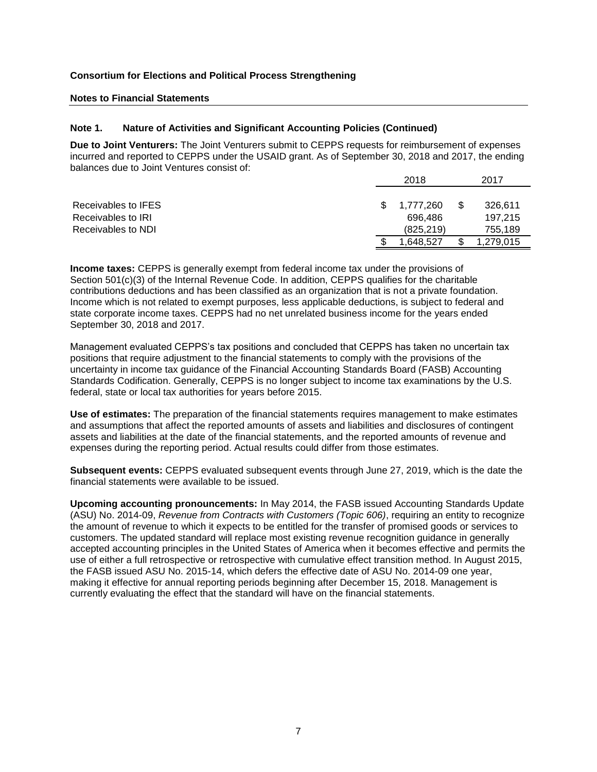**Consortium for Elections and Political Process Strengthening**

**Notes to Financial Statements**

## Note 1. Nature of Activities and Significant Accounting Policies (Continued)

**Due to Joint Venturers:** The Joint Venturers submit to CEPPS requests for reimbursement of expenses incurred and reported to CEPPS under the USAID grant. As of September 30, 2018 and 2017, the ending balances due to Joint Ventures consist of:

| | 2018 | 2017 |
|---|---|---|
| Receivables to IFES | $ 1,777,260 | $ 326,611 |
| Receivables to IRI | 696,486 | 197,215 |
| Receivables to NDI | (825,219) | 755,189 |
| | $ 1,648,527 | $ 1,279,015 |

**Income taxes:** CEPPS is generally exempt from federal income tax under the provisions of Section 501(c)(3) of the Internal Revenue Code. In addition, CEPPS qualifies for the charitable contributions deductions and has been classified as an organization that is not a private foundation. Income which is not related to exempt purposes, less applicable deductions, is subject to federal and state corporate income taxes. CEPPS had no net unrelated business income for the years ended September 30, 2018 and 2017.

Management evaluated CEPPS's tax positions and concluded that CEPPS has taken no uncertain tax positions that require adjustment to the financial statements to comply with the provisions of the uncertainty in income tax guidance of the Financial Accounting Standards Board (FASB) Accounting Standards Codification. Generally, CEPPS is no longer subject to income tax examinations by the U.S. federal, state or local tax authorities for years before 2015.

**Use of estimates:** The preparation of the financial statements requires management to make estimates and assumptions that affect the reported amounts of assets and liabilities and disclosures of contingent assets and liabilities at the date of the financial statements, and the reported amounts of revenue and expenses during the reporting period. Actual results could differ from those estimates.

**Subsequent events:** CEPPS evaluated subsequent events through June 27, 2019, which is the date the financial statements were available to be issued.

**Upcoming accounting pronouncements:** In May 2014, the FASB issued Accounting Standards Update (ASU) No. 2014-09, *Revenue from Contracts with Customers (Topic 606)*, requiring an entity to recognize the amount of revenue to which it expects to be entitled for the transfer of promised goods or services to customers. The updated standard will replace most existing revenue recognition guidance in generally accepted accounting principles in the United States of America when it becomes effective and permits the use of either a full retrospective or retrospective with cumulative effect transition method. In August 2015, the FASB issued ASU No. 2015-14, which defers the effective date of ASU No. 2014-09 one year, making it effective for annual reporting periods beginning after December 15, 2018. Management is currently evaluating the effect that the standard will have on the financial statements.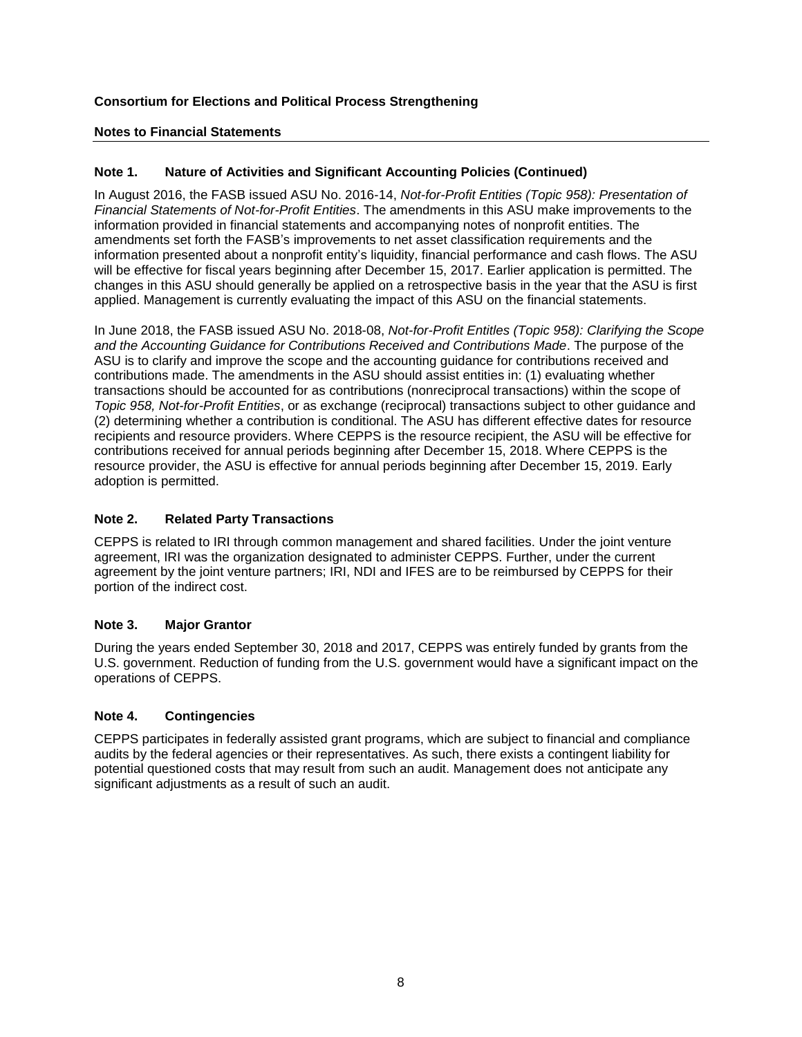**Consortium for Elections and Political Process Strengthening**

**Notes to Financial Statements**

### Note 1. Nature of Activities and Significant Accounting Policies (Continued)

In August 2016, the FASB issued ASU No. 2016-14, *Not-for-Profit Entities (Topic 958): Presentation of Financial Statements of Not-for-Profit Entities*. The amendments in this ASU make improvements to the information provided in financial statements and accompanying notes of nonprofit entities. The amendments set forth the FASB's improvements to net asset classification requirements and the information presented about a nonprofit entity's liquidity, financial performance and cash flows. The ASU will be effective for fiscal years beginning after December 15, 2017. Earlier application is permitted. The changes in this ASU should generally be applied on a retrospective basis in the year that the ASU is first applied. Management is currently evaluating the impact of this ASU on the financial statements.

In June 2018, the FASB issued ASU No. 2018-08, *Not-for-Profit Entitles (Topic 958): Clarifying the Scope and the Accounting Guidance for Contributions Received and Contributions Made*. The purpose of the ASU is to clarify and improve the scope and the accounting guidance for contributions received and contributions made. The amendments in the ASU should assist entities in: (1) evaluating whether transactions should be accounted for as contributions (nonreciprocal transactions) within the scope of *Topic 958, Not-for-Profit Entities*, or as exchange (reciprocal) transactions subject to other guidance and (2) determining whether a contribution is conditional. The ASU has different effective dates for resource recipients and resource providers. Where CEPPS is the resource recipient, the ASU will be effective for contributions received for annual periods beginning after December 15, 2018. Where CEPPS is the resource provider, the ASU is effective for annual periods beginning after December 15, 2019. Early adoption is permitted.

### Note 2. Related Party Transactions

CEPPS is related to IRI through common management and shared facilities. Under the joint venture agreement, IRI was the organization designated to administer CEPPS. Further, under the current agreement by the joint venture partners; IRI, NDI and IFES are to be reimbursed by CEPPS for their portion of the indirect cost.

### Note 3. Major Grantor

During the years ended September 30, 2018 and 2017, CEPPS was entirely funded by grants from the U.S. government. Reduction of funding from the U.S. government would have a significant impact on the operations of CEPPS.

### Note 4. Contingencies

CEPPS participates in federally assisted grant programs, which are subject to financial and compliance audits by the federal agencies or their representatives. As such, there exists a contingent liability for potential questioned costs that may result from such an audit. Management does not anticipate any significant adjustments as a result of such an audit.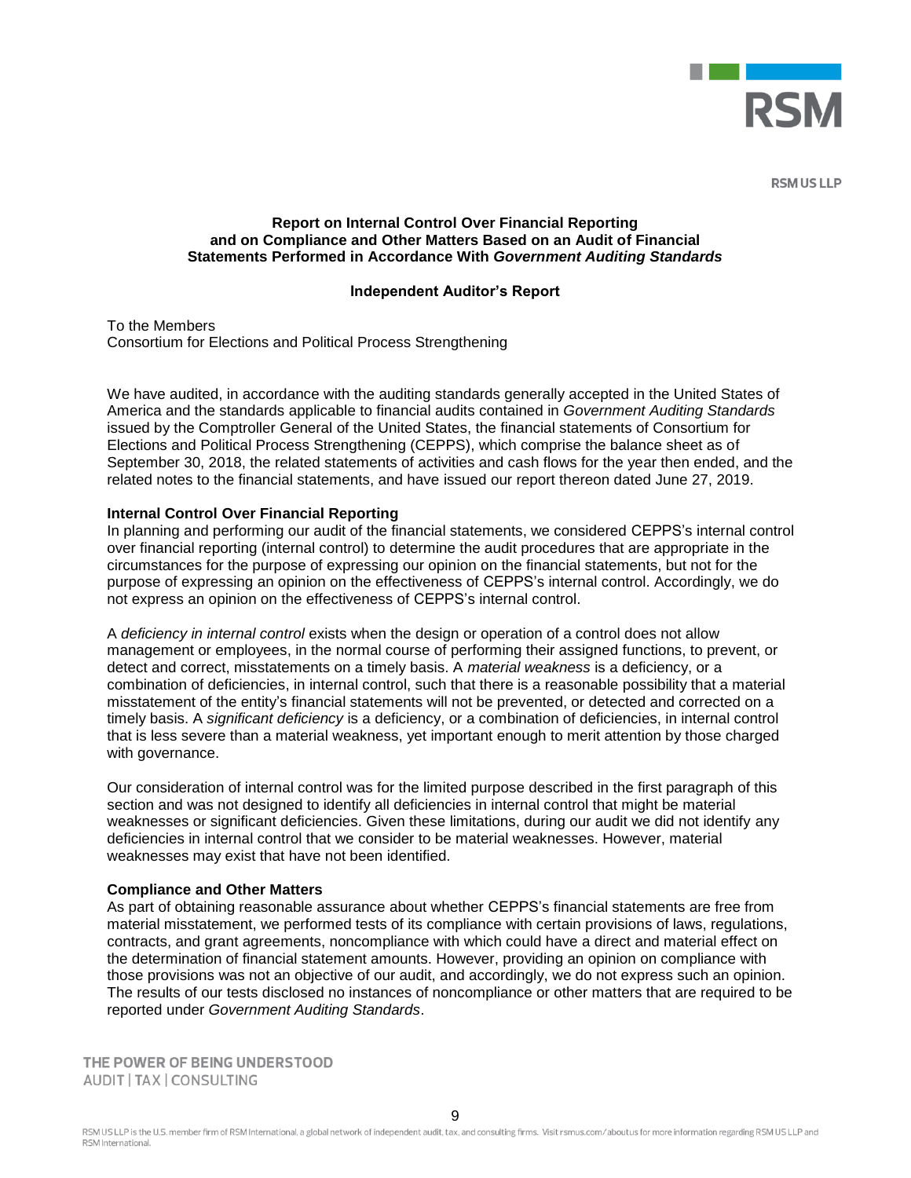RSM US LLP

**Report on Internal Control Over Financial Reporting and on Compliance and Other Matters Based on an Audit of Financial Statements Performed in Accordance With *Government Auditing Standards***

**Independent Auditor's Report**

To the Members
Consortium for Elections and Political Process Strengthening

We have audited, in accordance with the auditing standards generally accepted in the United States of America and the standards applicable to financial audits contained in *Government Auditing Standards* issued by the Comptroller General of the United States, the financial statements of Consortium for Elections and Political Process Strengthening (CEPPS), which comprise the balance sheet as of September 30, 2018, the related statements of activities and cash flows for the year then ended, and the related notes to the financial statements, and have issued our report thereon dated June 27, 2019.

**Internal Control Over Financial Reporting**

In planning and performing our audit of the financial statements, we considered CEPPS's internal control over financial reporting (internal control) to determine the audit procedures that are appropriate in the circumstances for the purpose of expressing our opinion on the financial statements, but not for the purpose of expressing an opinion on the effectiveness of CEPPS's internal control. Accordingly, we do not express an opinion on the effectiveness of CEPPS's internal control.

A *deficiency in internal control* exists when the design or operation of a control does not allow management or employees, in the normal course of performing their assigned functions, to prevent, or detect and correct, misstatements on a timely basis. A *material weakness* is a deficiency, or a combination of deficiencies, in internal control, such that there is a reasonable possibility that a material misstatement of the entity's financial statements will not be prevented, or detected and corrected on a timely basis. A *significant deficiency* is a deficiency, or a combination of deficiencies, in internal control that is less severe than a material weakness, yet important enough to merit attention by those charged with governance.

Our consideration of internal control was for the limited purpose described in the first paragraph of this section and was not designed to identify all deficiencies in internal control that might be material weaknesses or significant deficiencies. Given these limitations, during our audit we did not identify any deficiencies in internal control that we consider to be material weaknesses. However, material weaknesses may exist that have not been identified.

**Compliance and Other Matters**

As part of obtaining reasonable assurance about whether CEPPS's financial statements are free from material misstatement, we performed tests of its compliance with certain provisions of laws, regulations, contracts, and grant agreements, noncompliance with which could have a direct and material effect on the determination of financial statement amounts. However, providing an opinion on compliance with those provisions was not an objective of our audit, and accordingly, we do not express such an opinion. The results of our tests disclosed no instances of noncompliance or other matters that are required to be reported under *Government Auditing Standards*.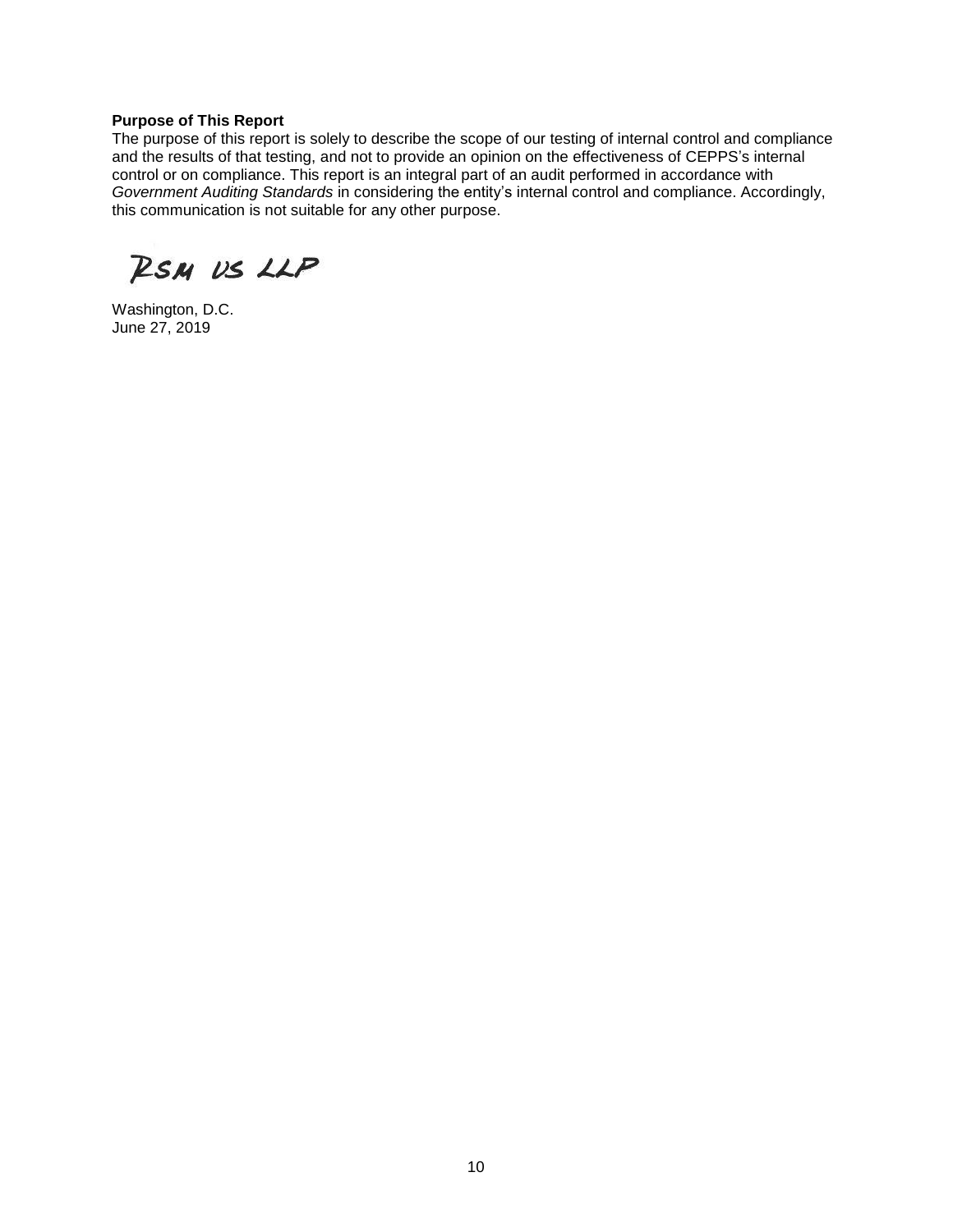**Purpose of This Report**

The purpose of this report is solely to describe the scope of our testing of internal control and compliance and the results of that testing, and not to provide an opinion on the effectiveness of CEPPS's internal control or on compliance. This report is an integral part of an audit performed in accordance with *Government Auditing Standards* in considering the entity's internal control and compliance. Accordingly, this communication is not suitable for any other purpose.

RSM US LLP

Washington, D.C.
June 27, 2019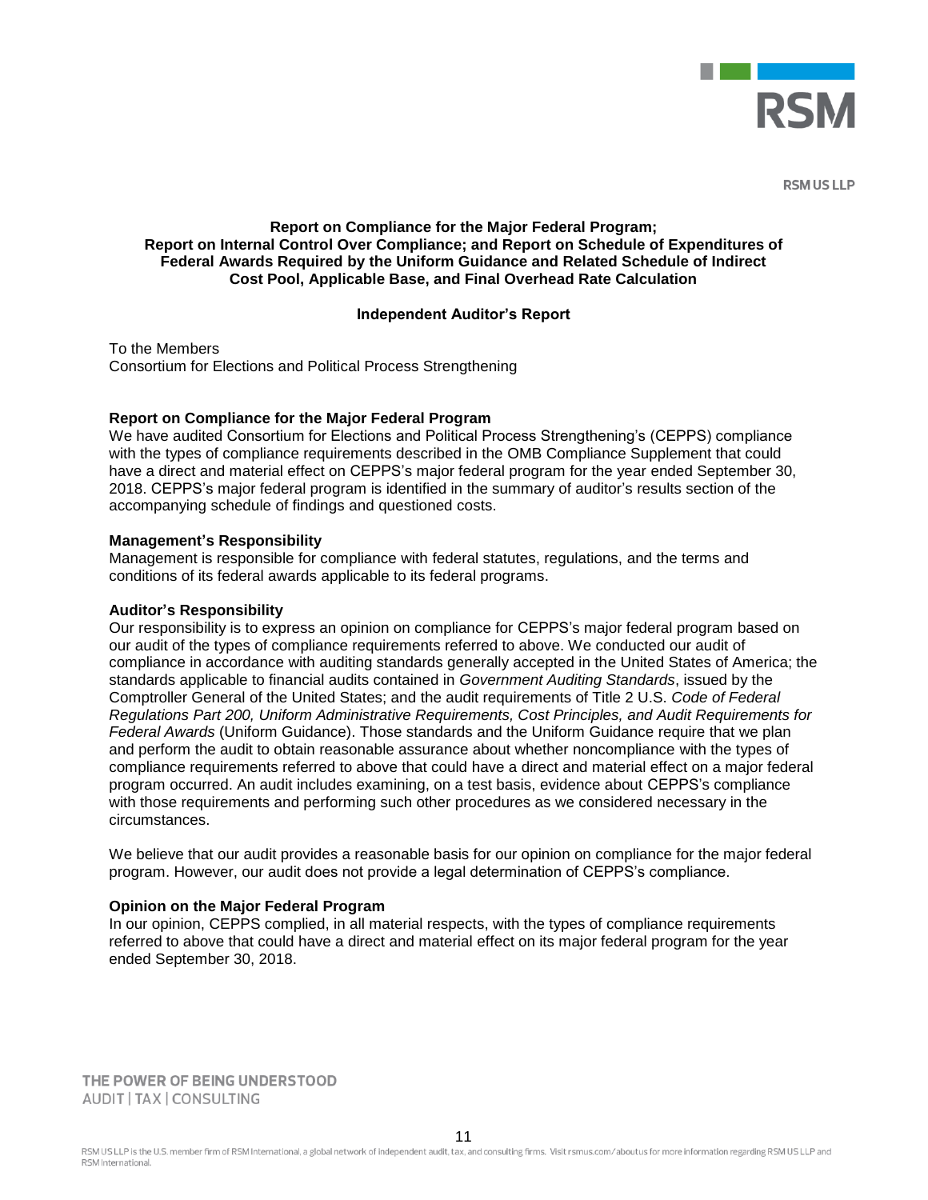RSM US LLP

**Report on Compliance for the Major Federal Program; Report on Internal Control Over Compliance; and Report on Schedule of Expenditures of Federal Awards Required by the Uniform Guidance and Related Schedule of Indirect Cost Pool, Applicable Base, and Final Overhead Rate Calculation**

**Independent Auditor's Report**

To the Members
Consortium for Elections and Political Process Strengthening

**Report on Compliance for the Major Federal Program**

We have audited Consortium for Elections and Political Process Strengthening's (CEPPS) compliance with the types of compliance requirements described in the OMB Compliance Supplement that could have a direct and material effect on CEPPS's major federal program for the year ended September 30, 2018. CEPPS's major federal program is identified in the summary of auditor's results section of the accompanying schedule of findings and questioned costs.

**Management's Responsibility**

Management is responsible for compliance with federal statutes, regulations, and the terms and conditions of its federal awards applicable to its federal programs.

**Auditor's Responsibility**

Our responsibility is to express an opinion on compliance for CEPPS's major federal program based on our audit of the types of compliance requirements referred to above. We conducted our audit of compliance in accordance with auditing standards generally accepted in the United States of America; the standards applicable to financial audits contained in *Government Auditing Standards*, issued by the Comptroller General of the United States; and the audit requirements of Title 2 U.S. *Code of Federal Regulations Part 200, Uniform Administrative Requirements, Cost Principles, and Audit Requirements for Federal Awards* (Uniform Guidance). Those standards and the Uniform Guidance require that we plan and perform the audit to obtain reasonable assurance about whether noncompliance with the types of compliance requirements referred to above that could have a direct and material effect on a major federal program occurred. An audit includes examining, on a test basis, evidence about CEPPS's compliance with those requirements and performing such other procedures as we considered necessary in the circumstances.

We believe that our audit provides a reasonable basis for our opinion on compliance for the major federal program. However, our audit does not provide a legal determination of CEPPS's compliance.

**Opinion on the Major Federal Program**

In our opinion, CEPPS complied, in all material respects, with the types of compliance requirements referred to above that could have a direct and material effect on its major federal program for the year ended September 30, 2018.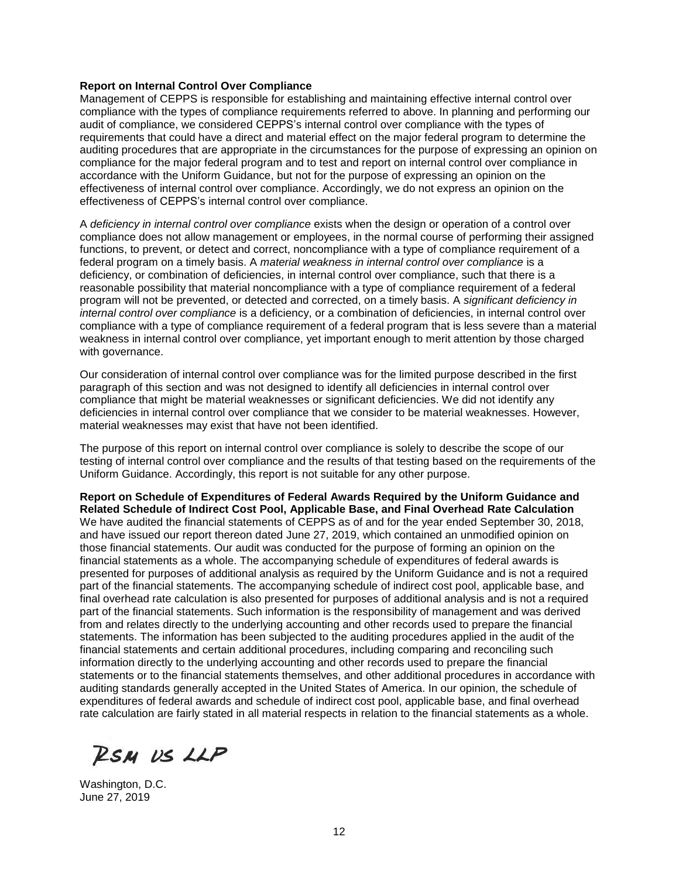**Report on Internal Control Over Compliance**

Management of CEPPS is responsible for establishing and maintaining effective internal control over compliance with the types of compliance requirements referred to above. In planning and performing our audit of compliance, we considered CEPPS's internal control over compliance with the types of requirements that could have a direct and material effect on the major federal program to determine the auditing procedures that are appropriate in the circumstances for the purpose of expressing an opinion on compliance for the major federal program and to test and report on internal control over compliance in accordance with the Uniform Guidance, but not for the purpose of expressing an opinion on the effectiveness of internal control over compliance. Accordingly, we do not express an opinion on the effectiveness of CEPPS's internal control over compliance.

A *deficiency in internal control over compliance* exists when the design or operation of a control over compliance does not allow management or employees, in the normal course of performing their assigned functions, to prevent, or detect and correct, noncompliance with a type of compliance requirement of a federal program on a timely basis. A *material weakness in internal control over compliance* is a deficiency, or combination of deficiencies, in internal control over compliance, such that there is a reasonable possibility that material noncompliance with a type of compliance requirement of a federal program will not be prevented, or detected and corrected, on a timely basis. A *significant deficiency in internal control over compliance* is a deficiency, or a combination of deficiencies, in internal control over compliance with a type of compliance requirement of a federal program that is less severe than a material weakness in internal control over compliance, yet important enough to merit attention by those charged with governance.

Our consideration of internal control over compliance was for the limited purpose described in the first paragraph of this section and was not designed to identify all deficiencies in internal control over compliance that might be material weaknesses or significant deficiencies. We did not identify any deficiencies in internal control over compliance that we consider to be material weaknesses. However, material weaknesses may exist that have not been identified.

The purpose of this report on internal control over compliance is solely to describe the scope of our testing of internal control over compliance and the results of that testing based on the requirements of the Uniform Guidance. Accordingly, this report is not suitable for any other purpose.

**Report on Schedule of Expenditures of Federal Awards Required by the Uniform Guidance and Related Schedule of Indirect Cost Pool, Applicable Base, and Final Overhead Rate Calculation**

We have audited the financial statements of CEPPS as of and for the year ended September 30, 2018, and have issued our report thereon dated June 27, 2019, which contained an unmodified opinion on those financial statements. Our audit was conducted for the purpose of forming an opinion on the financial statements as a whole. The accompanying schedule of expenditures of federal awards is presented for purposes of additional analysis as required by the Uniform Guidance and is not a required part of the financial statements. The accompanying schedule of indirect cost pool, applicable base, and final overhead rate calculation is also presented for purposes of additional analysis and is not a required part of the financial statements. Such information is the responsibility of management and was derived from and relates directly to the underlying accounting and other records used to prepare the financial statements. The information has been subjected to the auditing procedures applied in the audit of the financial statements and certain additional procedures, including comparing and reconciling such information directly to the underlying accounting and other records used to prepare the financial statements or to the financial statements themselves, and other additional procedures in accordance with auditing standards generally accepted in the United States of America. In our opinion, the schedule of expenditures of federal awards and schedule of indirect cost pool, applicable base, and final overhead rate calculation are fairly stated in all material respects in relation to the financial statements as a whole.

RSM US LLP

Washington, D.C.
June 27, 2019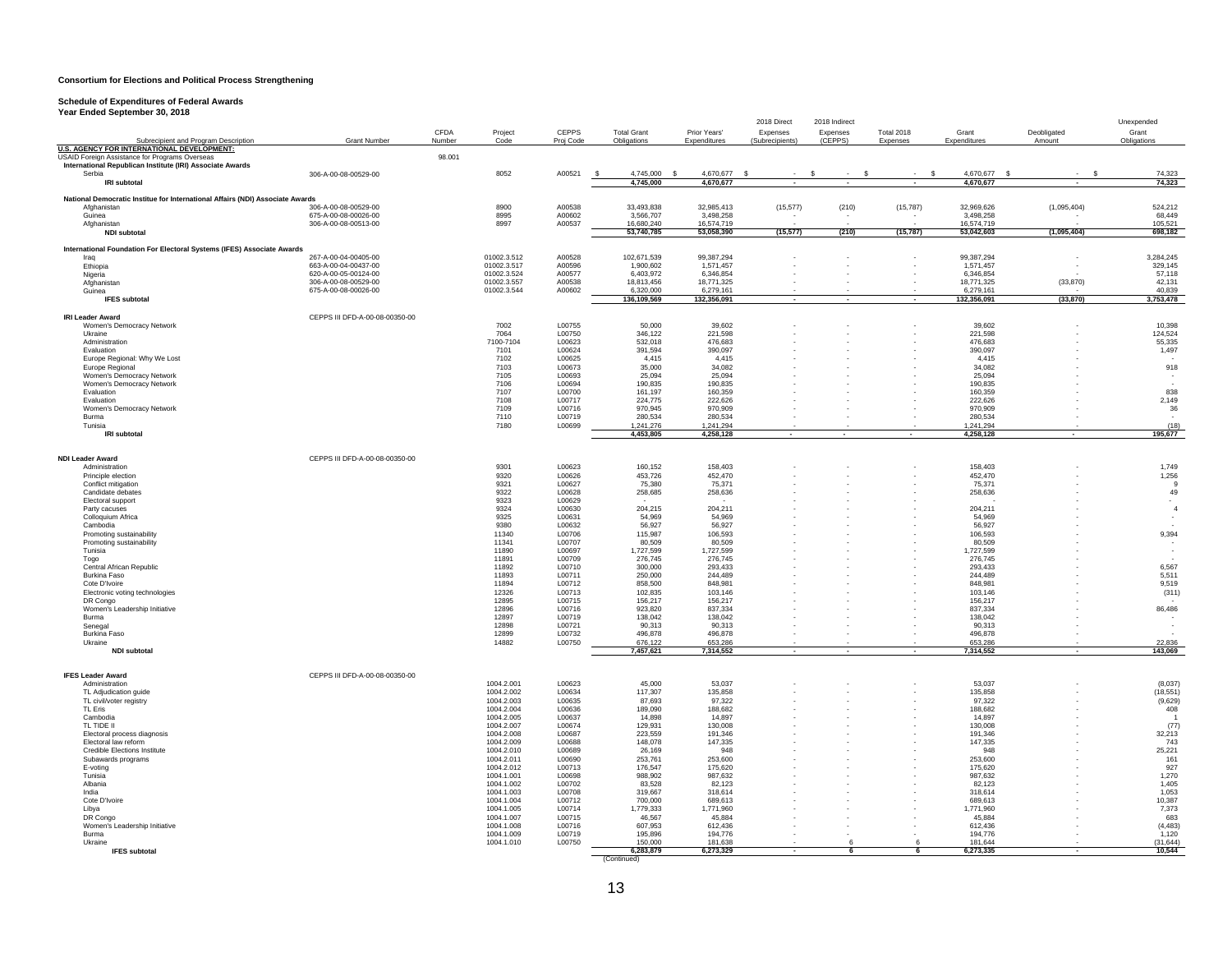**Consortium for Elections and Political Process Strengthening**

**Schedule of Expenditures of Federal Awards**
**Year Ended September 30, 2018**

| Subrecipient and Program Description | Grant Number | CFDA Number | Project Code | CEPPS Proj Code | Total Grant Obligations | Prior Years' Expenditures | 2018 Direct Expenses (Subrecipients) | 2018 Indirect Expenses (CEPPS) | Total 2018 Expenses | Grant Expenditures | Deobligated Amount | Unexpended Grant Obligations |
|---|---|---|---|---|---|---|---|---|---|---|---|---|
| **U.S. AGENCY FOR INTERNATIONAL DEVELOPMENT:** | | | | | | | | | | | | |
| USAID Foreign Assistance for Programs Overseas | | 98.001 | | | | | | | | | | |
| **International Republican Institute (IRI) Associate Awards** | | | | | | | | | | | | |
| Serbia | 306-A-00-08-00529-00 | | 8052 | A00521 | $ 4,745,000 | $ 4,670,677 | $ - | $ - | $ - | $ 4,670,677 | $ - | $ 74,323 |
| **IRI subtotal** | | | | | 4,745,000 | 4,670,677 | - | - | - | 4,670,677 | - | 74,323 |
| **National Democratic Institue for International Affairs (NDI) Associate Awards** | | | | | | | | | | | | |
| Afghanistan | 306-A-00-08-00529-00 | | 8900 | A00538 | 33,493,838 | 32,985,413 | (15,577) | (210) | (15,787) | 32,969,626 | (1,095,404) | 524,212 |
| Guinea | 675-A-00-08-00026-00 | | 8995 | A00602 | 3,566,707 | 3,498,258 | - | - | - | 3,498,258 | - | 68,449 |
| Afghanistan | 306-A-00-08-00513-00 | | 8997 | A00537 | 16,680,240 | 16,574,719 | - | - | - | 16,574,719 | - | 105,521 |
| **NDI subtotal** | | | | | 53,740,785 | 53,058,390 | (15,577) | (210) | (15,787) | 53,042,603 | (1,095,404) | 698,182 |
| **International Foundation For Electoral Systems (IFES) Associate Awards** | | | | | | | | | | | | |
| Iraq | 267-A-00-04-00405-00 | | 01002.3.512 | A00528 | 102,671,539 | 99,387,294 | - | - | - | 99,387,294 | - | 3,284,245 |
| Ethiopia | 663-A-00-04-00437-00 | | 01002.3.517 | A00596 | 1,900,602 | 1,571,457 | - | - | - | 1,571,457 | - | 329,145 |
| Nigeria | 620-A-00-05-00124-00 | | 01002.3.524 | A00577 | 6,403,972 | 6,346,854 | - | - | - | 6,346,854 | - | 57,118 |
| Afghanistan | 306-A-00-08-00529-00 | | 01002.3.557 | A00538 | 18,813,456 | 18,771,325 | - | - | - | 18,771,325 | (33,870) | 42,131 |
| Guinea | 675-A-00-08-00026-00 | | 01002.3.544 | A00602 | 6,320,000 | 6,279,161 | - | - | - | 6,279,161 | - | 40,839 |
| **IFES subtotal** | | | | | 136,109,569 | 132,356,091 | - | - | - | 132,356,091 | (33,870) | 3,753,478 |
| **IRI Leader Award** | CEPPS III DFD-A-00-08-00350-00 | | | | | | | | | | | |
| Women's Democracy Network | | | 7002 | L00755 | 50,000 | 39,602 | - | - | - | 39,602 | - | 10,398 |
| Ukraine | | | 7064 | L00750 | 346,122 | 221,598 | - | - | - | 221,598 | - | 124,524 |
| Administration | | | 7100-7104 | L00623 | 532,018 | 476,683 | - | - | - | 476,683 | - | 55,335 |
| Evaluation | | | 7101 | L00624 | 391,594 | 390,097 | - | - | - | 390,097 | - | 1,497 |
| Europe Regional: Why We Lost | | | 7102 | L00625 | 4,415 | 4,415 | - | - | - | 4,415 | - | - |
| Europe Regional | | | 7103 | L00673 | 35,000 | 34,082 | - | - | - | 34,082 | - | 918 |
| Women's Democracy Network | | | 7105 | L00693 | 25,094 | 25,094 | - | - | - | 25,094 | - | - |
| Women's Democracy Network | | | 7106 | L00694 | 190,835 | 190,835 | - | - | - | 190,835 | - | - |
| Evaluation | | | 7107 | L00700 | 161,197 | 160,359 | - | - | - | 160,359 | - | 838 |
| Evaluation | | | 7108 | L00717 | 224,775 | 222,626 | - | - | - | 222,626 | - | 2,149 |
| Women's Democracy Network | | | 7109 | L00716 | 970,945 | 970,909 | - | - | - | 970,909 | - | 36 |
| Burma | | | 7110 | L00719 | 280,534 | 280,534 | - | - | - | 280,534 | - | - |
| Tunisia | | | 7180 | L00699 | 1,241,276 | 1,241,294 | - | - | - | 1,241,294 | - | (18) |
| **IRI subtotal** | | | | | 4,453,805 | 4,258,128 | - | - | - | 4,258,128 | - | 195,677 |
| **NDI Leader Award** | CEPPS III DFD-A-00-08-00350-00 | | | | | | | | | | | |
| Administration | | | 9301 | L00623 | 160,152 | 158,403 | - | - | - | 158,403 | - | 1,749 |
| Principle election | | | 9320 | L00626 | 453,726 | 452,470 | - | - | - | 452,470 | - | 1,256 |
| Conflict mitigation | | | 9321 | L00627 | 75,380 | 75,371 | - | - | - | 75,371 | - | 9 |
| Candidate debates | | | 9322 | L00628 | 258,685 | 258,636 | - | - | - | 258,636 | - | 49 |
| Electoral support | | | 9323 | L00629 | - | - | - | - | - | - | - | - |
| Party cacuses | | | 9324 | L00630 | 204,215 | 204,211 | - | - | - | 204,211 | - | 4 |
| Colloquium Africa | | | 9325 | L00631 | 54,969 | 54,969 | - | - | - | 54,969 | - | - |
| Cambodia | | | 9380 | L00632 | 56,927 | 56,927 | - | - | - | 56,927 | - | - |
| Promoting sustainability | | | 11340 | L00706 | 115,987 | 106,593 | - | - | - | 106,593 | - | 9,394 |
| Promoting sustainability | | | 11341 | L00707 | 80,509 | 80,509 | - | - | - | 80,509 | - | - |
| Tunisia | | | 11890 | L00697 | 1,727,599 | 1,727,599 | - | - | - | 1,727,599 | - | - |
| Togo | | | 11891 | L00709 | 276,745 | 276,745 | - | - | - | 276,745 | - | - |
| Central African Republic | | | 11892 | L00710 | 300,000 | 293,433 | - | - | - | 293,433 | - | 6,567 |
| Burkina Faso | | | 11893 | L00711 | 250,000 | 244,489 | - | - | - | 244,489 | - | 5,511 |
| Cote D'Ivoire | | | 11894 | L00712 | 858,500 | 848,981 | - | - | - | 848,981 | - | 9,519 |
| Electronic voting technologies | | | 12326 | L00713 | 102,835 | 103,146 | - | - | - | 103,146 | - | (311) |
| DR Congo | | | 12895 | L00715 | 156,217 | 156,217 | - | - | - | 156,217 | - | - |
| Women's Leadership Initiative | | | 12896 | L00716 | 923,820 | 837,334 | - | - | - | 837,334 | - | 86,486 |
| Burma | | | 12897 | L00719 | 138,042 | 138,042 | - | - | - | 138,042 | - | - |
| Senegal | | | 12898 | L00721 | 90,313 | 90,313 | - | - | - | 90,313 | - | - |
| Burkina Faso | | | 12899 | L00732 | 496,878 | 496,878 | - | - | - | 496,878 | - | - |
| Ukraine | | | 14882 | L00750 | 676,122 | 653,286 | - | - | - | 653,286 | - | 22,836 |
| **NDI subtotal** | | | | | 7,457,621 | 7,314,552 | - | - | - | 7,314,552 | - | 143,069 |
| **IFES Leader Award** | CEPPS III DFD-A-00-08-00350-00 | | | | | | | | | | | |
| Administration | | | 1004.2.001 | L00623 | 45,000 | 53,037 | - | - | - | 53,037 | - | (8,037) |
| TL Adjudication guide | | | 1004.2.002 | L00634 | 117,307 | 135,858 | - | - | - | 135,858 | - | (18,551) |
| TL civil/voter registry | | | 1004.2.003 | L00635 | 87,693 | 97,322 | - | - | - | 97,322 | - | (9,629) |
| TL Eris | | | 1004.2.004 | L00636 | 189,090 | 188,682 | - | - | - | 188,682 | - | 408 |
| Cambodia | | | 1004.2.005 | L00637 | 14,898 | 14,897 | - | - | - | 14,897 | - | 1 |
| TL TIDE II | | | 1004.2.007 | L00674 | 129,931 | 130,008 | - | - | - | 130,008 | - | (77) |
| Electoral process diagnosis | | | 1004.2.008 | L00687 | 223,559 | 191,346 | - | - | - | 191,346 | - | 32,213 |
| Electoral law reform | | | 1004.2.009 | L00688 | 148,078 | 147,335 | - | - | - | 147,335 | - | 743 |
| Credible Elections Institute | | | 1004.2.010 | L00689 | 26,169 | 948 | - | - | - | 948 | - | 25,221 |
| Subawards programs | | | 1004.2.011 | L00690 | 253,761 | 253,600 | - | - | - | 253,600 | - | 161 |
| E-voting | | | 1004.2.012 | L00713 | 176,547 | 175,620 | - | - | - | 175,620 | - | 927 |
| Tunisia | | | 1004.1.001 | L00698 | 988,902 | 987,632 | - | - | - | 987,632 | - | 1,270 |
| Albania | | | 1004.1.002 | L00702 | 83,528 | 82,123 | - | - | - | 82,123 | - | 1,405 |
| India | | | 1004.1.003 | L00708 | 319,667 | 318,614 | - | - | - | 318,614 | - | 1,053 |
| Cote D'Ivoire | | | 1004.1.004 | L00712 | 700,000 | 689,613 | - | - | - | 689,613 | - | 10,387 |
| Libya | | | 1004.1.005 | L00714 | 1,779,333 | 1,771,960 | - | - | - | 1,771,960 | - | 7,373 |
| DR Congo | | | 1004.1.007 | L00715 | 46,567 | 45,884 | - | - | - | 45,884 | - | 683 |
| Women's Leadership Initiative | | | 1004.1.008 | L00716 | 607,953 | 612,436 | - | - | - | 612,436 | - | (4,483) |
| Burma | | | 1004.1.009 | L00719 | 195,896 | 194,776 | - | - | - | 194,776 | - | 1,120 |
| Ukraine | | | 1004.1.010 | L00750 | 150,000 | 181,638 | - | 6 | 6 | 181,644 | - | (31,644) |
| **IFES subtotal** | | | | | 6,283,879 | 6,273,329 | - | 6 | 6 | 6,273,335 | - | 10,544 |

(Continued)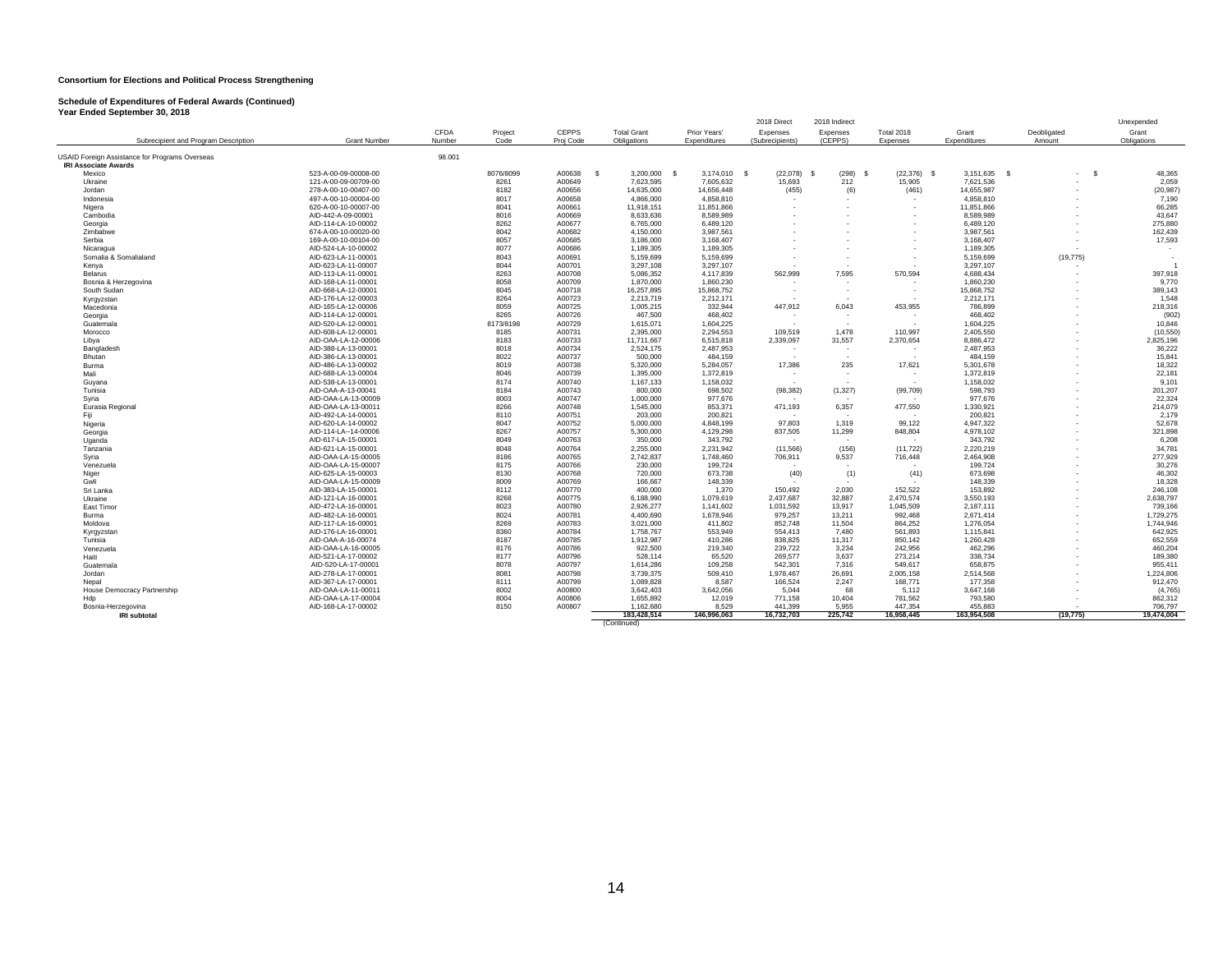**Consortium for Elections and Political Process Strengthening**

**Schedule of Expenditures of Federal Awards (Continued)**
**Year Ended September 30, 2018**

| Subrecipient and Program Description | Grant Number | CFDA Number | Project Code | CEPPS Proj Code | Total Grant Obligations | Prior Years' Expenditures | 2018 Direct Expenses (Subrecipients) | 2018 Indirect Expenses (CEPPS) | Total 2018 Expenses | Grant Expenditures | Deobligated Amount | Unexpended Grant Obligations |
|---|---|---|---|---|---|---|---|---|---|---|---|---|
| USAID Foreign Assistance for Programs Overseas | | 98.001 | | | | | | | | | | |
| **IRI Associate Awards** | | | | | | | | | | | | |
| Mexico | 523-A-00-09-00008-00 | | 8076/8099 | A00638 | $ 3,200,000 | $ 3,174,010 | $ (22,078) | $ (298) | $ (22,376) | $ 3,151,635 | $ - | $ 48,365 |
| Ukraine | 121-A-00-09-00709-00 | | 8261 | A00649 | 7,623,595 | 7,605,632 | 15,693 | 212 | 15,905 | 7,621,536 | - | 2,059 |
| Jordan | 278-A-00-10-00407-00 | | 8182 | A00656 | 14,635,000 | 14,656,448 | (455) | (6) | (461) | 14,655,987 | - | (20,987) |
| Indonesia | 497-A-00-10-00004-00 | | 8017 | A00658 | 4,866,000 | 4,858,810 | - | - | - | 4,858,810 | - | 7,190 |
| Nigera | 620-A-00-10-00007-00 | | 8041 | A00661 | 11,918,151 | 11,851,866 | - | - | - | 11,851,866 | - | 66,285 |
| Cambodia | AID-442-A-09-00001 | | 8016 | A00669 | 8,633,636 | 8,589,989 | - | - | - | 8,589,989 | - | 43,647 |
| Georgia | AID-114-LA-10-00002 | | 8262 | A00677 | 6,765,000 | 6,489,120 | - | - | - | 6,489,120 | - | 275,880 |
| Zimbabwe | 674-A-00-10-00020-00 | | 8042 | A00682 | 4,150,000 | 3,987,561 | - | - | - | 3,987,561 | - | 162,439 |
| Serbia | 169-A-00-10-00104-00 | | 8057 | A00685 | 3,186,000 | 3,168,407 | - | - | - | 3,168,407 | - | 17,593 |
| Nicaragua | AID-524-LA-10-00002 | | 8077 | A00686 | 1,189,305 | 1,189,305 | - | - | - | 1,189,305 | - | - |
| Somalia & Somalialand | AID-623-LA-11-00001 | | 8043 | A00691 | 5,159,699 | 5,159,699 | - | - | - | 5,159,699 | (19,775) | - |
| Kenya | AID-623-LA-11-00007 | | 8044 | A00701 | 3,297,108 | 3,297,107 | - | - | - | 3,297,107 | - | 1 |
| Belarus | AID-113-LA-11-00001 | | 8263 | A00708 | 5,086,352 | 4,117,839 | 562,999 | 7,595 | 570,594 | 4,688,434 | - | 397,918 |
| Bosnia & Herzegovina | AID-168-LA-11-00001 | | 8058 | A00709 | 1,870,000 | 1,860,230 | - | - | - | 1,860,230 | - | 9,770 |
| South Sudan | AID-668-LA-12-00001 | | 8045 | A00718 | 16,257,895 | 15,868,752 | - | - | - | 15,868,752 | - | 389,143 |
| Kyrgyzstan | AID-176-LA-12-00003 | | 8264 | A00723 | 2,213,719 | 2,212,171 | - | - | - | 2,212,171 | - | 1,548 |
| Macedonia | AID-165-LA-12-00006 | | 8059 | A00725 | 1,005,215 | 332,944 | 447,912 | 6,043 | 453,955 | 786,899 | - | 218,316 |
| Georgia | AID-114-LA-12-00001 | | 8265 | A00726 | 467,500 | 468,402 | - | - | - | 468,402 | - | (902) |
| Guatemala | AID-520-LA-12-00001 | | 8173/8198 | A00729 | 1,615,071 | 1,604,225 | - | - | - | 1,604,225 | - | 10,846 |
| Morocco | AID-608-LA-12-00001 | | 8185 | A00731 | 2,395,000 | 2,294,553 | 109,519 | 1,478 | 110,997 | 2,405,550 | - | (10,550) |
| Libya | AID-OAA-LA-12-00006 | | 8183 | A00733 | 11,711,667 | 6,515,818 | 2,339,097 | 31,557 | 2,370,654 | 8,886,472 | - | 2,825,196 |
| Bangladesh | AID-388-LA-13-00001 | | 8018 | A00734 | 2,524,175 | 2,487,953 | - | - | - | 2,487,953 | - | 36,222 |
| Bhutan | AID-386-LA-13-00001 | | 8022 | A00737 | 500,000 | 484,159 | - | - | - | 484,159 | - | 15,841 |
| Burma | AID-486-LA-13-00002 | | 8019 | A00738 | 5,320,000 | 5,284,057 | 17,386 | 235 | 17,621 | 5,301,678 | - | 18,322 |
| Mali | AID-688-LA-13-00004 | | 8046 | A00739 | 1,395,000 | 1,372,819 | - | - | - | 1,372,819 | - | 22,181 |
| Guyana | AID-538-LA-13-00001 | | 8174 | A00740 | 1,167,133 | 1,158,032 | - | - | - | 1,158,032 | - | 9,101 |
| Tunisia | AID-OAA-A-13-00041 | | 8184 | A00743 | 800,000 | 698,502 | (98,382) | (1,327) | (99,709) | 598,793 | - | 201,207 |
| Syria | AID-OAA-LA-13-00009 | | 8003 | A00747 | 1,000,000 | 977,676 | - | - | - | 977,676 | - | 22,324 |
| Eurasia Regional | AID-OAA-LA-13-00011 | | 8266 | A00748 | 1,545,000 | 853,371 | 471,193 | 6,357 | 477,550 | 1,330,921 | - | 214,079 |
| Fiji | AID-492-LA-14-00001 | | 8110 | A00751 | 203,000 | 200,821 | - | - | - | 200,821 | - | 2,179 |
| Nigeria | AID-620-LA-14-00002 | | 8047 | A00752 | 5,000,000 | 4,848,199 | 97,803 | 1,319 | 99,122 | 4,947,322 | - | 52,678 |
| Georgia | AID-114-LA--14-00006 | | 8267 | A00757 | 5,300,000 | 4,129,298 | 837,505 | 11,299 | 848,804 | 4,978,102 | - | 321,898 |
| Uganda | AID-617-LA-15-00001 | | 8049 | A00763 | 350,000 | 343,792 | - | - | - | 343,792 | - | 6,208 |
| Tanzania | AID-621-LA-15-00001 | | 8048 | A00764 | 2,255,000 | 2,231,942 | (11,566) | (156) | (11,722) | 2,220,219 | - | 34,781 |
| Syria | AID-OAA-LA-15-00005 | | 8186 | A00765 | 2,742,837 | 1,748,460 | 706,911 | 9,537 | 716,448 | 2,464,908 | - | 277,929 |
| Venezuela | AID-OAA-LA-15-00007 | | 8175 | A00766 | 230,000 | 199,724 | - | - | - | 199,724 | - | 30,276 |
| Niger | AID-625-LA-15-00003 | | 8130 | A00768 | 720,000 | 673,738 | (40) | (1) | (41) | 673,698 | - | 46,302 |
| Gwli | AID-OAA-LA-15-00009 | | 8009 | A00769 | 166,667 | 148,339 | - | - | - | 148,339 | - | 18,328 |
| Sri Lanka | AID-383-LA-15-00001 | | 8112 | A00770 | 400,000 | 1,370 | 150,492 | 2,030 | 152,522 | 153,892 | - | 246,108 |
| Ukraine | AID-121-LA-16-00001 | | 8268 | A00775 | 6,188,990 | 1,079,619 | 2,437,687 | 32,887 | 2,470,574 | 3,550,193 | - | 2,638,797 |
| East Timor | AID-472-LA-16-00001 | | 8023 | A00780 | 2,926,277 | 1,141,602 | 1,031,592 | 13,917 | 1,045,509 | 2,187,111 | - | 739,166 |
| Burma | AID-482-LA-16-00001 | | 8024 | A00781 | 4,400,690 | 1,678,946 | 979,257 | 13,211 | 992,468 | 2,671,414 | - | 1,729,275 |
| Moldova | AID-117-LA-16-00001 | | 8269 | A00783 | 3,021,000 | 411,802 | 852,748 | 11,504 | 864,252 | 1,276,054 | - | 1,744,946 |
| Kyrgyzstan | AID-176-LA-16-00001 | | 8360 | A00784 | 1,758,767 | 553,949 | 554,413 | 7,480 | 561,893 | 1,115,841 | - | 642,925 |
| Tunisia | AID-OAA-A-16-00074 | | 8187 | A00785 | 1,912,987 | 410,286 | 838,825 | 11,317 | 850,142 | 1,260,428 | - | 652,559 |
| Venezuela | AID-OAA-LA-16-00005 | | 8176 | A00786 | 922,500 | 219,340 | 239,722 | 3,234 | 242,956 | 462,296 | - | 460,204 |
| Haiti | AID-521-LA-17-00002 | | 8177 | A00796 | 528,114 | 65,520 | 269,577 | 3,637 | 273,214 | 338,734 | - | 189,380 |
| Guatemala | AID-520-LA-17-00001 | | 8078 | A00797 | 1,614,286 | 109,258 | 542,301 | 7,316 | 549,617 | 658,875 | - | 955,411 |
| Jordan | AID-278-LA-17-00001 | | 8081 | A00798 | 3,739,375 | 509,410 | 1,978,467 | 26,691 | 2,005,158 | 2,514,568 | - | 1,224,806 |
| Nepal | AID-367-LA-17-00001 | | 8111 | A00799 | 1,089,828 | 8,587 | 166,524 | 2,247 | 168,771 | 177,358 | - | 912,470 |
| House Democracy Partnership | AID-OAA-LA-11-00011 | | 8002 | A00800 | 3,642,403 | 3,642,056 | 5,044 | 68 | 5,112 | 3,647,168 | - | (4,765) |
| Hdp | AID-OAA-LA-17-00004 | | 8004 | A00806 | 1,655,892 | 12,019 | 771,158 | 10,404 | 781,562 | 793,580 | - | 862,312 |
| Bosnia-Herzegovina | AID-168-LA-17-00002 | | 8150 | A00807 | 1,162,680 | 8,529 | 441,399 | 5,955 | 447,354 | 455,883 | - | 706,797 |
| **IRI subtotal** | | | | | **183,428,514** | **146,996,063** | **16,732,703** | **225,742** | **16,958,445** | **163,954,508** | **(19,775)** | **19,474,004** |

(Continued)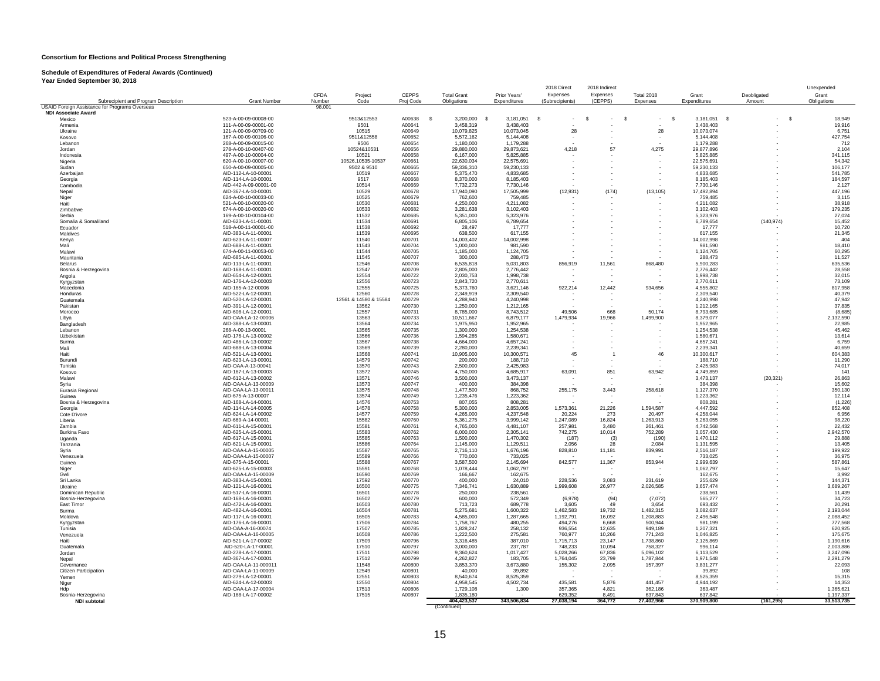**Consortium for Elections and Political Process Strengthening**

**Schedule of Expenditures of Federal Awards (Continued)**
**Year Ended September 30, 2018**

| Subrecipient and Program Description | Grant Number | CFDA Number | Project Code | CEPPS Proj Code | Total Grant Obligations | Prior Years' Expenditures | 2018 Direct Expenses (Subrecipients) | 2018 Indirect Expenses (CEPPS) | Total 2018 Expenses | Grant Expenditures | Deobligated Amount | Unexpended Grant Obligations |
|---|---|---|---|---|---|---|---|---|---|---|---|---|
| USAID Foreign Assistance for Programs Overseas | | 98.001 | | | | | | | | | | |
| **NDI Associate Award** | | | | | | | | | | | | |
| Mexico | 523-A-00-09-00008-00 | | 9513&12553 | A00638 | $ 3,200,000 | $ 3,181,051 | $ - | $ - | $ - | $ 3,181,051 | $ - | $ 18,949 |
| Armenia | 111-A-00-09-00001-00 | | 9501 | A00641 | 3,458,319 | 3,438,403 | - | - | - | 3,438,403 | - | 19,916 |
| Ukraine | 121-A-00-09-00709-00 | | 10515 | A00649 | 10,079,825 | 10,073,045 | 28 | - | 28 | 10,073,074 | - | 6,751 |
| Kosovo | 167-A-00-09-00106-00 | | 9511&12558 | A00652 | 5,572,162 | 5,144,408 | - | - | - | 5,144,408 | - | 427,754 |
| Lebanon | 268-A-00-09-00015-00 | | 9506 | A00654 | 1,180,000 | 1,179,288 | - | - | - | 1,179,288 | - | 712 |
| Jordan | 278-A-00-10-00407-00 | | 10524&10531 | A00656 | 29,880,000 | 29,873,621 | 4,218 | 57 | 4,275 | 29,877,896 | - | 2,104 |
| Indonesia | 497-A-00-10-00004-00 | | 10521 | A00658 | 6,167,000 | 5,825,885 | - | - | - | 5,825,885 | - | 341,115 |
| Nigeria | 620-A-00-10-00007-00 | | 10526,10535-10537 | A00661 | 22,630,034 | 22,575,691 | - | - | - | 22,575,691 | - | 54,342 |
| Sudan | 650-A-00-09-00005-00 | | 9502 & 9510 | A00665 | 59,336,310 | 59,230,133 | - | - | - | 59,230,133 | - | 106,177 |
| Azerbaijan | AID-112-LA-10-00001 | | 10519 | A00667 | 5,375,470 | 4,833,685 | - | - | - | 4,833,685 | - | 541,785 |
| Georgia | AID-114-LA-10-00001 | | 9517 | A00668 | 8,370,000 | 8,185,403 | - | - | - | 8,185,403 | - | 184,597 |
| Cambodia | AID-442-A-09-00001-00 | | 10514 | A00669 | 7,732,273 | 7,730,146 | - | - | - | 7,730,146 | - | 2,127 |
| Nepal | AID-367-LA-10-00001 | | 10529 | A00678 | 17,940,090 | 17,505,999 | (12,931) | (174) | (13,105) | 17,492,894 | - | 447,196 |
| Niger | 624-A-00-10-00033-00 | | 10525 | A00679 | 762,600 | 759,485 | - | - | - | 759,485 | - | 3,115 |
| Haiti | 521-A-00-10-00020-00 | | 10530 | A00681 | 4,250,000 | 4,211,082 | - | - | - | 4,211,082 | - | 38,918 |
| Zimbabwe | 674-A-00-10-00020-00 | | 10533 | A00682 | 3,281,638 | 3,102,403 | - | - | - | 3,102,403 | - | 179,235 |
| Serbia | 169-A-00-10-00104-00 | | 11532 | A00685 | 5,351,000 | 5,323,976 | - | - | - | 5,323,976 | - | 27,024 |
| Somalia & Somaliland | AID-623-LA-11-00001 | | 11534 | A00691 | 6,805,106 | 6,789,654 | - | - | - | 6,789,654 | (140,974) | 15,452 |
| Ecuador | 518-A-00-11-00001-00 | | 11538 | A00692 | 28,497 | 17,777 | - | - | - | 17,777 | - | 10,720 |
| Maldives | AID-383-LA-11-00001 | | 11539 | A00695 | 638,500 | 617,155 | - | - | - | 617,155 | - | 21,345 |
| Kenya | AID-623-LA-11-00007 | | 11540 | A00701 | 14,003,402 | 14,002,998 | - | - | - | 14,002,998 | - | 404 |
| Mali | AID-688-LA-11-00001 | | 11543 | A00704 | 1,000,000 | 981,590 | - | - | - | 981,590 | - | 18,410 |
| Malawi | 674-A-00-11-00053-00 | | 11544 | A00705 | 1,185,000 | 1,124,705 | - | - | - | 1,124,705 | - | 60,295 |
| Mauritania | AID-685-LA-11-00001 | | 11545 | A00707 | 300,000 | 288,473 | - | - | - | 288,473 | - | 11,527 |
| Belarus | AID-113-LA-11-00001 | | 12546 | A00708 | 6,535,818 | 5,031,803 | 856,919 | 11,561 | 868,480 | 5,900,283 | - | 635,536 |
| Bosnia & Herzegovina | AID-168-LA-11-00001 | | 12547 | A00709 | 2,805,000 | 2,776,442 | - | - | - | 2,776,442 | - | 28,558 |
| Angola | AID-654-LA-12-00001 | | 12554 | A00722 | 2,030,753 | 1,998,738 | - | - | - | 1,998,738 | - | 32,015 |
| Kyrgyzstan | AID-176-LA-12-00003 | | 12556 | A00723 | 2,843,720 | 2,770,611 | - | - | - | 2,770,611 | - | 73,109 |
| Macedonia | AID-165-A-12-00006 | | 12555 | A00725 | 5,373,760 | 3,621,146 | 922,214 | 12,442 | 934,656 | 4,555,802 | - | 817,958 |
| Honduras | AID-522-LA-12-00001 | | 12560 | A00728 | 2,349,919 | 2,309,540 | - | - | - | 2,309,540 | - | 40,379 |
| Guatemala | AID-520-LA-12-00001 | | 12561 & 14580 & 15584 | A00729 | 4,288,940 | 4,240,998 | - | - | - | 4,240,998 | - | 47,942 |
| Pakistan | AID-391-LA-12-00001 | | 13562 | A00730 | 1,250,000 | 1,212,165 | - | - | - | 1,212,165 | - | 37,835 |
| Morocco | AID-608-LA-12-00001 | | 12557 | A00731 | 8,785,000 | 8,743,512 | 49,506 | 668 | 50,174 | 8,793,685 | - | (8,685) |
| Libya | AID-OAA-LA-12-00006 | | 13563 | A00733 | 10,511,667 | 6,879,177 | 1,479,934 | 19,966 | 1,499,900 | 8,379,077 | - | 2,132,590 |
| Bangladesh | AID-388-LA-13-00001 | | 13564 | A00734 | 1,975,950 | 1,952,965 | - | - | - | 1,952,965 | - | 22,985 |
| Lebanon | 268-A-00-13-00001 | | 13565 | A00735 | 1,300,000 | 1,254,538 | - | - | - | 1,254,538 | - | 45,462 |
| Uzbekistan | AID-176-LA-13-00002 | | 13566 | A00736 | 1,594,285 | 1,580,671 | - | - | - | 1,580,671 | - | 13,614 |
| Burma | AID-486-LA-13-00002 | | 13567 | A00738 | 4,664,000 | 4,657,241 | - | - | - | 4,657,241 | - | 6,759 |
| Mali | AID-688-LA-13-00004 | | 13569 | A00739 | 2,280,000 | 2,239,341 | - | - | - | 2,239,341 | - | 40,659 |
| Haiti | AID-521-LA-13-00001 | | 13568 | A00741 | 10,905,000 | 10,300,571 | 45 | 1 | 46 | 10,300,617 | - | 604,383 |
| Burundi | AID-623-LA-13-00001 | | 14579 | A00742 | 200,000 | 188,710 | - | - | - | 188,710 | - | 11,290 |
| Tunisia | AID-OAA-A-13-00041 | | 13570 | A00743 | 2,500,000 | 2,425,983 | - | - | - | 2,425,983 | - | 74,017 |
| Kosovo | AID-167-LA-13-00003 | | 13572 | A00745 | 4,750,000 | 4,685,917 | 63,091 | 851 | 63,942 | 4,749,859 | - | 141 |
| Malawi | AID-612-LA-13-00002 | | 13571 | A00746 | 3,500,000 | 3,473,137 | - | - | - | 3,473,137 | (20,321) | 26,863 |
| Syria | AID-OAA-LA-13-00009 | | 13573 | A00747 | 400,000 | 384,398 | - | - | - | 384,398 | - | 15,602 |
| Eurasia Regional | AID-OAA-LA-13-00011 | | 13575 | A00748 | 1,477,500 | 868,752 | 255,175 | 3,443 | 258,618 | 1,127,370 | - | 350,130 |
| Guinea | AID-675-A-13-00007 | | 13574 | A00749 | 1,235,476 | 1,223,362 | - | - | - | 1,223,362 | - | 12,114 |
| Bosnia & Herzegovina | AID-168-LA-14-00001 | | 14576 | A00753 | 807,055 | 808,281 | - | - | - | 808,281 | - | (1,226) |
| Georgia | AID-114-LA-14-00005 | | 14578 | A00758 | 5,300,000 | 2,853,005 | 1,573,361 | 21,226 | 1,594,587 | 4,447,592 | - | 852,408 |
| Cote D'Ivore | AID-624-LA-14-00002 | | 14577 | A00759 | 4,265,000 | 4,237,548 | 20,224 | 273 | 20,497 | 4,258,044 | - | 6,956 |
| Liberia | AID-669-A-14-00001 | | 15582 | A00760 | 5,361,275 | 3,999,142 | 1,247,089 | 16,824 | 1,263,913 | 5,263,055 | - | 98,220 |
| Zambia | AID-611-LA-15-00001 | | 15581 | A00761 | 4,765,000 | 4,481,107 | 257,981 | 3,480 | 261,461 | 4,742,568 | - | 22,432 |
| Burkina Faso | AID-625-LA-15-00001 | | 15583 | A00762 | 6,000,000 | 2,305,141 | 742,275 | 10,014 | 752,289 | 3,057,430 | - | 2,942,570 |
| Uganda | AID-617-LA-15-00001 | | 15585 | A00763 | 1,500,000 | 1,470,302 | (187) | (3) | (190) | 1,470,112 | - | 29,888 |
| Tanzania | AID-621-LA-15-00001 | | 15586 | A00764 | 1,145,000 | 1,129,511 | 2,056 | 28 | 2,084 | 1,131,595 | - | 13,405 |
| Syria | AID-OAA-LA-15-00005 | | 15587 | A00765 | 2,716,110 | 1,676,196 | 828,810 | 11,181 | 839,991 | 2,516,187 | - | 199,922 |
| Venezuela | AID-OAA-LA-15-00007 | | 15589 | A00766 | 770,000 | 733,025 | - | - | - | 733,025 | - | 36,975 |
| Guinea | AID-675-A-15-00001 | | 15588 | A00767 | 3,587,500 | 2,145,694 | 842,577 | 11,367 | 853,944 | 2,999,639 | - | 587,861 |
| Niger | AID-625-LA-15-00003 | | 15591 | A00768 | 1,078,444 | 1,062,797 | - | - | - | 1,062,797 | - | 15,647 |
| Gwli | AID-OAA-LA-15-00009 | | 16590 | A00769 | 166,667 | 162,675 | - | - | - | 162,675 | - | 3,992 |
| Sri Lanka | AID-383-LA-15-00001 | | 17592 | A00770 | 400,000 | 24,010 | 228,536 | 3,083 | 231,619 | 255,629 | - | 144,371 |
| Ukraine | AID-121-LA-16-00001 | | 16500 | A00775 | 7,346,741 | 1,630,889 | 1,999,608 | 26,977 | 2,026,585 | 3,657,474 | - | 3,689,267 |
| Dominican Republic | AID-517-LA-16-00001 | | 16501 | A00778 | 250,000 | 238,561 | - | - | - | 238,561 | - | 11,439 |
| Bosnia-Herzegovina | AID-168-LA-16-00001 | | 16502 | A00779 | 600,000 | 572,349 | (6,978) | (94) | (7,072) | 565,277 | - | 34,723 |
| East Timor | AID-472-LA-16-00001 | | 16503 | A00780 | 713,723 | 689,778 | 3,605 | 49 | 3,654 | 693,432 | - | 20,291 |
| Burma | AID-482-LA-16-00001 | | 16504 | A00781 | 5,275,681 | 1,600,322 | 1,462,583 | 19,732 | 1,482,315 | 3,082,637 | - | 2,193,044 |
| Moldova | AID-117-LA-16-00001 | | 16505 | A00783 | 4,585,000 | 1,287,665 | 1,192,791 | 16,092 | 1,208,883 | 2,496,548 | - | 2,088,452 |
| Kyrgyzstan | AID-176-LA-16-00001 | | 17506 | A00784 | 1,758,767 | 480,255 | 494,276 | 6,668 | 500,944 | 981,199 | - | 777,568 |
| Tunisia | AID-OAA-A-16-00074 | | 17507 | A00785 | 1,828,247 | 258,132 | 936,554 | 12,635 | 949,189 | 1,207,321 | - | 620,925 |
| Venezuela | AID-OAA-LA-16-00005 | | 16508 | A00786 | 1,222,500 | 275,581 | 760,977 | 10,266 | 771,243 | 1,046,825 | - | 175,675 |
| Haiti | AID-521-LA-17-00002 | | 17509 | A00796 | 3,316,485 | 387,010 | 1,715,713 | 23,147 | 1,738,860 | 2,125,869 | - | 1,190,616 |
| Guatemala | AID-520-LA-17-00001 | | 17510 | A00797 | 3,000,000 | 237,787 | 748,233 | 10,094 | 758,327 | 996,114 | - | 2,003,886 |
| Jordan | AID-278-LA-17-00001 | | 17511 | A00798 | 9,360,624 | 1,017,427 | 5,028,266 | 67,836 | 5,096,102 | 6,113,529 | - | 3,247,096 |
| Nepal | AID-367-LA-17-00001 | | 17512 | A00799 | 4,262,827 | 183,705 | 1,764,045 | 23,799 | 1,787,844 | 1,971,548 | - | 2,291,279 |
| Governance | AID-OAA-LA-11-000011 | | 11548 | A00800 | 3,853,370 | 3,673,880 | 155,302 | 2,095 | 157,397 | 3,831,277 | - | 22,093 |
| Citizen Participation | AID-OAA-LA-11-00009 | | 12549 | A00801 | 40,000 | 39,892 | - | - | - | 39,892 | - | 108 |
| Yemen | AID-279-LA-12-00001 | | 12551 | A00803 | 8,540,674 | 8,525,359 | - | - | - | 8,525,359 | - | 15,315 |
| Niger | AID-624-LA-12-00003 | | 12550 | A00804 | 4,958,545 | 4,502,734 | 435,581 | 5,876 | 441,457 | 4,944,192 | - | 14,353 |
| Hdp | AID-OAA-LA-17-00004 | | 17513 | A00806 | 1,729,108 | 1,300 | 357,365 | 4,821 | 362,186 | 363,487 | - | 1,365,621 |
| Bosnia-Herzegovina | AID-168-LA-17-00002 | | 17515 | A00807 | 1,835,180 | - | 629,352 | 8,491 | 637,843 | 637,842 | - | 1,197,337 |
| **NDI subtotal** | | | | | **404,423,537** | **343,506,834** | **27,038,194** | **364,772** | **27,402,966** | **370,909,800** | **(161,295)** | **33,513,735** |

(Continued)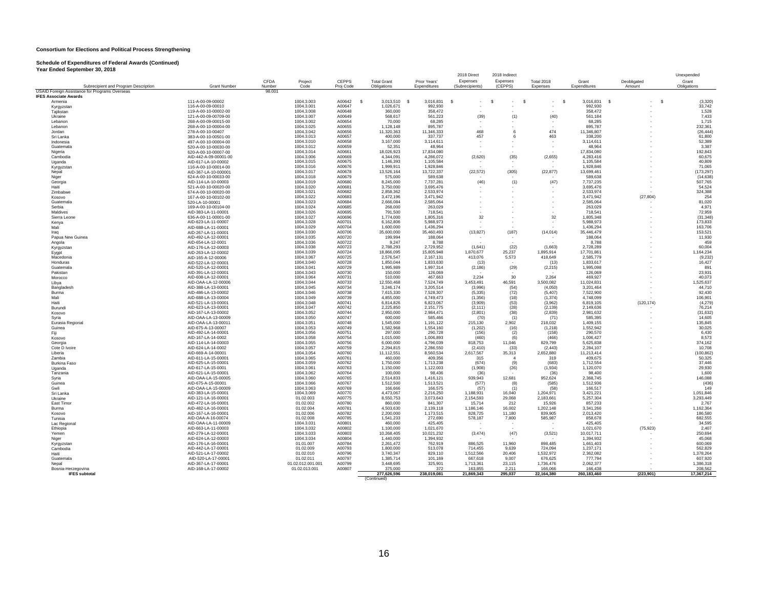**Consortium for Elections and Political Process Strengthening**

**Schedule of Expenditures of Federal Awards (Continued)**
**Year Ended September 30, 2018**

| Subrecipient and Program Description | Grant Number | CFDA Number | Project Code | CEPPS Proj Code | Total Grant Obligations | Prior Years' Expenditures | 2018 Direct Expenses (Subrecipients) | 2018 Indirect Expenses (CEPPS) | Total 2018 Expenses | Grant Expenditures | Deobligated Amount | Unexpended Grant Obligations |
|---|---|---|---|---|---|---|---|---|---|---|---|---|
| USAID Foreign Assistance for Programs Overseas | | 98.001 | | | | | | | | | | |
| **IFES Associate Awards** | | | | | | | | | | | | |
| Armenia | 111-A-00-09-00002 | | 1004.3.003 | A00642 | $ 3,013,510 | $ 3,016,831 | $ - | $ - | $ - | $ 3,016,831 | $ - | $ (3,320) |
| Kyrgyzstan | 116-A-00-09-00010 | | 1004.3.001 | A00647 | 1,026,671 | 992,930 | - | - | - | 992,930 | - | 33,742 |
| Tajikstan | 119-A-00-10-00002-00 | | 1004.3.008 | A00648 | 360,000 | 358,472 | - | - | - | 358,472 | - | 1,528 |
| Ukraine | 121-A-00-09-00709-00 | | 1004.3.007 | A00649 | 568,617 | 561,223 | (39) | (1) | (40) | 561,184 | - | 7,433 |
| Lebanon | 268-A-00-09-00015-00 | | 1004.3.002 | A00654 | 70,000 | 68,285 | - | - | - | 68,285 | - | 1,715 |
| Lebanon | 268-A-00-10-00004-00 | | 1004.3.025 | A00655 | 1,128,148 | 895,787 | - | - | - | 895,787 | - | 232,361 |
| Jordan | 278-A-00-10-00407 | | 1004.3.042 | A00656 | 11,320,363 | 11,346,333 | 468 | 6 | 474 | 11,346,807 | - | (26,444) |
| Sri Lanka | 383-A-00-10-00501-00 | | 1004.3.013 | A00657 | 400,000 | 337,737 | 457 | 6 | 463 | 338,200 | - | 61,800 |
| Indonesia | 497-A-00-10-00004-00 | | 1004.3.010 | A00658 | 3,167,000 | 3,114,611 | - | - | - | 3,114,611 | - | 52,389 |
| Guatemala | 520-A-00-10-00030-00 | | 1004.3.012 | A00659 | 52,351 | 48,964 | - | - | - | 48,964 | - | 3,387 |
| Nigeria | 620-A-00-10-00007-00 | | 1004.3.014 | A00661 | 18,026,923 | 17,834,080 | - | - | - | 17,834,080 | - | 192,843 |
| Cambodia | AID-442-A-09-00001-00 | | 1004.3.006 | A00669 | 4,344,091 | 4,286,072 | (2,620) | (35) | (2,655) | 4,283,416 | - | 60,675 |
| Uganda | AID-617-LA-10-00002 | | 1004.3.015 | A00675 | 1,146,393 | 1,105,584 | - | - | - | 1,105,584 | - | 40,809 |
| Kyrgyzstan | 116-A-00-10-00014-00 | | 1004.3.016 | A00676 | 1,999,911 | 1,928,846 | - | - | - | 1,928,846 | - | 71,065 |
| Nepal | AID-367-LA-10-000001 | | 1004.3.017 | A00678 | 13,526,164 | 13,722,337 | (22,572) | (305) | (22,877) | 13,699,461 | - | (173,297) |
| Niger | 624-A-00-10-00033-00 | | 1004.3.018 | A00679 | 575,000 | 589,638 | - | - | - | 589,638 | - | (14,638) |
| Georgia | AID-114-LA-10-00003 | | 1004.3.019 | A00680 | 8,245,000 | 7,737,281 | (46) | (1) | (47) | 7,737,235 | - | 507,765 |
| Haiti | 521-A-00-10-00020-00 | | 1004.3.020 | A00681 | 3,750,000 | 3,695,476 | - | - | - | 3,695,476 | - | 54,524 |
| Zimbabwe | 674-A-00-10-00020-00 | | 1004.3.021 | A00682 | 2,858,362 | 2,533,974 | - | - | - | 2,533,974 | - | 324,388 |
| Kosovo | 167-A-00-10-00102-00 | | 1004.3.022 | A00683 | 3,472,196 | 3,471,942 | - | - | - | 3,471,942 | (27,804) | 254 |
| Guatemala | 520-LA-10-00001 | | 1004.3.023 | A00684 | 2,666,084 | 2,585,064 | - | - | - | 2,585,064 | - | 81,020 |
| Serbia | 169-A-00-10-00104-00 | | 1004.3.024 | A00685 | 268,000 | 263,029 | - | - | - | 263,029 | - | 4,971 |
| Maldives | AID-383-LA-11-00001 | | 1004.3.026 | A00695 | 791,500 | 718,541 | - | - | - | 718,541 | - | 72,959 |
| Sierra Leone | 636-A-00-11-00001-00 | | 1004.3.027 | A00696 | 1,774,000 | 1,805,316 | 32 | - | 32 | 1,805,348 | - | (31,348) |
| Kenya | AID-623-LA-11-00007 | | 1004.3.028 | A00701 | 6,162,806 | 5,988,973 | - | - | - | 5,988,973 | - | 173,833 |
| Mali | AID-688-LA-11-00001 | | 1004.3.029 | A00704 | 1,600,000 | 1,436,294 | - | - | - | 1,436,294 | - | 163,706 |
| Iraq | AID-267-LA-11-00001 | | 1004.3.030 | A00706 | 35,600,000 | 35,460,493 | (13,827) | (187) | (14,014) | 35,446,479 | - | 153,521 |
| Papua New Guinea | AID-492-LA-12-00001 | | 1004.3.035 | A00720 | 199,994 | 188,064 | - | - | - | 188,064 | - | 11,930 |
| Angola | AID-654-LA-12-0001 | | 1004.3.036 | A00722 | 9,247 | 8,788 | - | - | - | 8,788 | - | 459 |
| Kyrgyzstan | AID-176-LA-12-00003 | | 1004.3.038 | A00723 | 2,788,293 | 2,729,952 | (1,641) | (22) | (1,663) | 2,728,289 | - | 60,004 |
| Eygpt | AID-263-LA-12-00002 | | 1004.3.039 | A00724 | 18,866,095 | 15,805,948 | 1,870,677 | 25,237 | 1,895,914 | 17,701,861 | - | 1,164,234 |
| Macedonia | AID-165-A-12-00006 | | 1004.3.067 | A00725 | 2,576,547 | 2,167,131 | 413,076 | 5,573 | 418,649 | 2,585,779 | - | (9,232) |
| Honduras | AID-522-LA-12-00001 | | 1004.3.040 | A00728 | 1,850,044 | 1,833,630 | (13) | - | (13) | 1,833,617 | - | 16,427 |
| Guatemala | AID-520-LA-12-00001 | | 1004.3.041 | A00729 | 1,995,989 | 1,997,314 | (2,186) | (29) | (2,215) | 1,995,098 | - | 891 |
| Pakistan | AID-391-LA-12-00001 | | 1004.3.043 | A00730 | 150,000 | 126,069 | - | - | - | 126,069 | - | 23,931 |
| Morocco | AID-608-LA-12-00001 | | 1004.3.064 | A00731 | 510,000 | 467,663 | 2,234 | 30 | 2,264 | 469,927 | - | 40,073 |
| Libya | AID-OAA-LA-12-00006 | | 1004.3.044 | A00733 | 12,550,468 | 7,524,749 | 3,453,491 | 46,591 | 3,500,082 | 11,024,831 | - | 1,525,637 |
| Bangladesh | AID-388-LA-13-00001 | | 1004.3.045 | A00734 | 3,246,174 | 3,205,514 | (3,996) | (54) | (4,050) | 3,201,464 | - | 44,710 |
| Burma | AID-486-LA-13-00002 | | 1004.3.046 | A00738 | 7,615,330 | 7,528,307 | (5,335) | (72) | (5,407) | 7,522,900 | - | 92,430 |
| Mali | AID-688-LA-13-00004 | | 1004.3.049 | A00739 | 4,855,000 | 4,749,473 | (1,356) | (18) | (1,374) | 4,748,099 | - | 106,901 |
| Haiti | AID-521-LA-13-00001 | | 1004.3.048 | A00741 | 6,814,826 | 6,823,067 | (3,909) | (53) | (3,962) | 6,819,105 | (120,174) | (4,279) |
| Burundi | AID-623-LA-13-00001 | | 1004.3.047 | A00742 | 2,225,850 | 2,151,775 | (2,111) | (28) | (2,139) | 2,149,636 | - | 76,214 |
| Kosovo | AID-167-LA-13-00002 | | 1004.3.052 | A00744 | 2,950,000 | 2,984,471 | (2,801) | (38) | (2,839) | 2,981,632 | - | (31,632) |
| Syria | AID-OAA-LA-13-00009 | | 1004.3.050 | A00747 | 600,000 | 585,466 | (70) | (1) | (71) | 585,395 | - | 14,605 |
| Eurasia Regional | AID-OAA-LA-13-00011 | | 1004.3.051 | A00748 | 1,545,000 | 1,191,122 | 215,130 | 2,902 | 218,032 | 1,409,155 | - | 135,845 |
| Guinea | AID-675-A-13-00007 | | 1004.3.053 | A00749 | 1,582,968 | 1,554,160 | (1,202) | (16) | (1,218) | 1,552,942 | - | 30,025 |
| Fiji | AID-492-LA-14-00001 | | 1004.3.056 | A00751 | 297,000 | 290,728 | (156) | (2) | (158) | 290,570 | - | 6,430 |
| Kosovo | AID-167-LA-14-0002 | | 1004.3.058 | A00754 | 1,015,000 | 1,006,893 | (460) | (6) | (466) | 1,006,427 | - | 8,573 |
| Georgia | AID-114-LA-14-00003 | | 1004.3.055 | A00756 | 6,000,000 | 4,796,039 | 818,753 | 11,046 | 829,799 | 5,625,838 | - | 374,162 |
| Cote D Ivoire | AID-624-LA-14-0002 | | 1004.3.057 | A00759 | 2,294,815 | 2,286,550 | (2,410) | (33) | (2,443) | 2,284,107 | - | 10,708 |
| Liberia | AID-669-A-14-00001 | | 1004.3.054 | A00760 | 11,112,551 | 8,560,534 | 2,617,567 | 35,313 | 2,652,880 | 11,213,414 | - | (100,862) |
| Zambia | AID-611-LA-15-00001 | | 1004.3.065 | A00761 | 460,000 | 409,356 | 315 | 4 | 319 | 409,675 | - | 50,325 |
| Burkina Faso | AID-625-LA-15-00001 | | 1004.3.059 | A00762 | 1,750,000 | 1,713,238 | (674) | (9) | (683) | 1,712,554 | - | 37,446 |
| Uganda | AID-617-LA-15-0001 | | 1004.3.061 | A00763 | 1,150,000 | 1,122,003 | (1,908) | (26) | (1,934) | 1,120,070 | - | 29,930 |
| Tanzania | AID-621-LA-15-00001 | | 1004.3.062 | A00764 | 100,000 | 98,436 | (36) | - | (36) | 98,400 | - | 1,600 |
| Syria | AID-OAA-LA-15-00005 | | 1004.3.060 | A00765 | 2,514,833 | 1,416,121 | 939,943 | 12,681 | 952,624 | 2,368,745 | - | 146,088 |
| Guinea | AID-675-A-15-00001 | | 1004.3.066 | A00767 | 1,512,500 | 1,513,521 | (577) | (8) | (585) | 1,512,936 | - | (436) |
| Gwli | AID-OAA-LA-15-00009 | | 1004.3.063 | A00769 | 166,666 | 166,575 | (57) | (1) | (58) | 166,517 | - | 149 |
| Sri Lanka | AID-383-LA-15-00001 | | 1004.3.069 | A00770 | 4,473,067 | 2,216,250 | 1,188,931 | 16,040 | 1,204,971 | 3,421,221 | - | 1,051,846 |
| Ukraine | AID-121-LA-16-00001 | | 01.02.003 | A00775 | 8,550,753 | 3,073,643 | 2,154,593 | 29,068 | 2,183,661 | 5,257,304 | - | 3,293,449 |
| East Timor | AID-472-LA-16-00001 | | 01.02.002 | A00780 | 860,000 | 841,307 | 15,714 | 212 | 15,926 | 857,233 | - | 2,767 |
| Burma | AID-482-LA-16-00001 | | 01.02.004 | A00781 | 4,503,630 | 2,139,118 | 1,186,146 | 16,002 | 1,202,148 | 3,341,266 | - | 1,162,364 |
| Kosovo | AID-167-LA-16-00001 | | 01.02.006 | A00782 | 2,200,000 | 1,173,515 | 828,725 | 11,180 | 839,905 | 2,013,420 | - | 186,580 |
| Tunisia | AID-OAA-LA-16-00074 | | 01.02.008 | A00785 | 1,541,233 | 272,690 | 578,187 | 7,800 | 585,987 | 858,678 | - | 682,555 |
| Lac Regional | AID-OAA-LA-11-00009 | | 1004.3.031 | A00801 | 460,000 | 425,405 | - | - | - | 425,405 | - | 34,595 |
| Ethiopia | AID-663-LA-11-00003 | | 1004.3.032 | A00802 | 1,100,000 | 1,021,670 | - | - | - | 1,021,670 | (75,923) | 2,407 |
| Yemen | AID-279-LA-12-00001 | | 1004.3.033 | A00803 | 10,268,405 | 10,021,232 | (3,474) | (47) | (3,521) | 10,017,711 | - | 250,694 |
| Niger | AID-624-LA-12-00003 | | 1004.3.034 | A00804 | 1,440,000 | 1,394,932 | - | - | - | 1,394,932 | - | 45,068 |
| Kyrgyzstan | AID-176-LA-16-00001 | | 01.01.007 | A00784 | 2,261,472 | 762,919 | 886,525 | 11,960 | 898,485 | 1,661,403 | - | 600,069 |
| Cambodia | AID-442-LA-17-00001 | | 01.02.009 | A00793 | 1,800,000 | 513,078 | 714,455 | 9,639 | 724,094 | 1,237,171 | - | 562,829 |
| Haiti | AID-521-LA-17-00002 | | 01.02.010 | A00796 | 3,740,347 | 829,110 | 1,512,566 | 20,406 | 1,532,972 | 2,362,082 | - | 1,378,264 |
| Guatemala | AID-520-LA-17-00001 | | 01.02.011 | A00797 | 1,385,714 | 101,169 | 667,618 | 9,007 | 676,625 | 777,794 | - | 607,920 |
| Nepal | AID-367-LA-17-00001 | | 01.02.012.001.001 | A00799 | 3,448,695 | 325,901 | 1,713,361 | 23,115 | 1,736,476 | 2,062,377 | - | 1,386,318 |
| Bosnia-Herzegovina | AID-168-LA-17-00002 | | 01.02.013.001 | A00807 | 375,000 | 372 | 163,855 | 2,211 | 166,066 | 166,438 | - | 208,562 |
| **IFES subtotal** | | | | | **277,626,596** | **238,019,081** | **21,869,343** | **295,037** | **22,164,380** | **260,183,460** | **(223,901)** | **17,367,214** |

(Continued)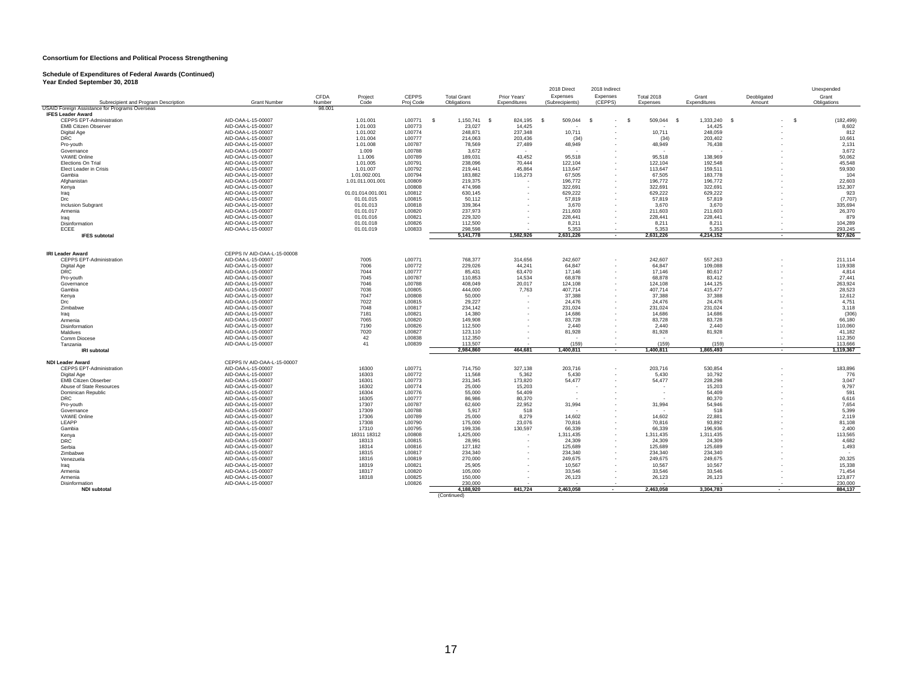**Consortium for Elections and Political Process Strengthening**

**Schedule of Expenditures of Federal Awards (Continued)**
**Year Ended September 30, 2018**

| Subrecipient and Program Description | Grant Number | CFDA Number | Project Code | CEPPS Proj Code | Total Grant Obligations | Prior Years' Expenditures | 2018 Direct Expenses (Subrecipients) | 2018 Indirect Expenses (CEPPS) | Total 2018 Expenses | Grant Expenditures | Deobligated Amount | Unexpended Grant Obligations |
|---|---|---|---|---|---|---|---|---|---|---|---|---|
| USAID Foreign Assistance for Programs Overseas | | 98.001 | | | | | | | | | | |
| **IFES Leader Award** | | | | | | | | | | | | |
| CEPPS EPT-Administration | AID-OAA-L-15-00007 | | 1.01.001 | L00771 | $ 1,150,741 | $ 824,195 | $ 509,044 | $ - | $ 509,044 | $ 1,333,240 | $ - | $ (182,499) |
| EMB Citizen Observer | AID-OAA-L-15-00007 | | 1.01.003 | L00773 | 23,027 | 14,425 | - | - | - | 14,425 | - | 8,602 |
| Digital Age | AID-OAA-L-15-00007 | | 1.01.002 | L00774 | 248,871 | 237,348 | 10,711 | - | 10,711 | 248,059 | - | 812 |
| DRC | AID-OAA-L-15-00007 | | 1.01.004 | L00777 | 214,063 | 203,436 | (34) | - | (34) | 203,402 | - | 10,661 |
| Pro-youth | AID-OAA-L-15-00007 | | 1.01.008 | L00787 | 78,569 | 27,489 | 48,949 | - | 48,949 | 76,438 | - | 2,131 |
| Governance | AID-OAA-L-15-00007 | | 1.009 | L00788 | 3,672 | - | - | - | - | - | - | 3,672 |
| VAWIE Online | AID-OAA-L-15-00007 | | 1.1.006 | L00789 | 189,031 | 43,452 | 95,518 | - | 95,518 | 138,969 | - | 50,062 |
| Elections On Trial | AID-OAA-L-15-00007 | | 1.01.005 | L00791 | 238,096 | 70,444 | 122,104 | - | 122,104 | 192,548 | - | 45,548 |
| Elect Leader in Crisis | AID-OAA-L-15-00007 | | 1.01.007 | L00792 | 219,441 | 45,864 | 113,647 | - | 113,647 | 159,511 | - | 59,930 |
| Gambia | AID-OAA-L-15-00007 | | 1.01.002.001 | L00794 | 183,882 | 116,273 | 67,505 | - | 67,505 | 183,778 | - | 104 |
| Afghanistan | AID-OAA-L-15-00007 | | 1.01.011.001.001 | L00809 | 219,375 | - | 196,772 | - | 196,772 | 196,772 | - | 22,603 |
| Kenya | AID-OAA-L-15-00007 | | | L00808 | 474,998 | - | 322,691 | - | 322,691 | 322,691 | - | 152,307 |
| Iraq | AID-OAA-L-15-00007 | | 01.01.014.001.001 | L00812 | 630,145 | - | 629,222 | - | 629,222 | 629,222 | - | 923 |
| Drc | AID-OAA-L-15-00007 | | 01.01.015 | L00815 | 50,112 | - | 57,819 | - | 57,819 | 57,819 | - | (7,707) |
| Inclusion Subgrant | AID-OAA-L-15-00007 | | 01.01.013 | L00818 | 339,364 | - | 3,670 | - | 3,670 | 3,670 | - | 335,694 |
| Armenia | AID-OAA-L-15-00007 | | 01.01.017 | L00820 | 237,973 | - | 211,603 | - | 211,603 | 211,603 | - | 26,370 |
| Iraq | AID-OAA-L-15-00007 | | 01.01.016 | L00821 | 229,320 | - | 228,441 | - | 228,441 | 228,441 | - | 879 |
| Disinformation | AID-OAA-L-15-00007 | | 01.01.018 | L00826 | 112,500 | - | 8,211 | - | 8,211 | 8,211 | - | 104,289 |
| ECEE | AID-OAA-L-15-00007 | | 01.01.019 | L00833 | 298,598 | - | 5,353 | - | 5,353 | 5,353 | - | 293,245 |
| **IFES subtotal** | | | | | **5,141,778** | **1,582,926** | **2,631,226** | **-** | **2,631,226** | **4,214,152** | **-** | **927,626** |
| **IRI Leader Award** | CEPPS IV AID-OAA-L-15-00008 | | | | | | | | | | | |
| CEPPS EPT-Administration | AID-OAA-L-15-00007 | | 7005 | L00771 | 768,377 | 314,656 | 242,607 | - | 242,607 | 557,263 | - | 211,114 |
| Digital Age | AID-OAA-L-15-00007 | | 7006 | L00772 | 229,026 | 44,241 | 64,847 | - | 64,847 | 109,088 | - | 119,938 |
| DRC | AID-OAA-L-15-00007 | | 7044 | L00777 | 85,431 | 63,470 | 17,146 | - | 17,146 | 80,617 | - | 4,814 |
| Pro-youth | AID-OAA-L-15-00007 | | 7045 | L00787 | 110,853 | 14,534 | 68,878 | - | 68,878 | 83,412 | - | 27,441 |
| Governance | AID-OAA-L-15-00007 | | 7046 | L00788 | 408,049 | 20,017 | 124,108 | - | 124,108 | 144,125 | - | 263,924 |
| Gambia | AID-OAA-L-15-00007 | | 7036 | L00805 | 444,000 | 7,763 | 407,714 | - | 407,714 | 415,477 | - | 28,523 |
| Kenya | AID-OAA-L-15-00007 | | 7047 | L00808 | 50,000 | - | 37,388 | - | 37,388 | 37,388 | - | 12,612 |
| Drc | AID-OAA-L-15-00007 | | 7022 | L00815 | 29,227 | - | 24,476 | - | 24,476 | 24,476 | - | 4,751 |
| Zimbabwe | AID-OAA-L-15-00007 | | 7048 | L00817 | 234,142 | - | 231,024 | - | 231,024 | 231,024 | - | 3,118 |
| Iraq | AID-OAA-L-15-00007 | | 7181 | L00821 | 14,380 | - | 14,686 | - | 14,686 | 14,686 | - | (306) |
| Armenia | AID-OAA-L-15-00007 | | 7065 | L00820 | 149,908 | - | 83,728 | - | 83,728 | 83,728 | - | 66,180 |
| Disinformation | AID-OAA-L-15-00007 | | 7190 | L00826 | 112,500 | - | 2,440 | - | 2,440 | 2,440 | - | 110,060 |
| Maldives | AID-OAA-L-15-00007 | | 7020 | L00827 | 123,110 | - | 81,928 | - | 81,928 | 81,928 | - | 41,182 |
| Comm Diocese | AID-OAA-L-15-00007 | | 42 | L00838 | 112,350 | - | - | - | - | - | - | 112,350 |
| Tanzania | AID-OAA-L-15-00007 | | 41 | L00839 | 113,507 | - | (159) | - | (159) | (159) | - | 113,666 |
| **IRI subtotal** | | | | | **2,984,860** | **464,681** | **1,400,811** | **-** | **1,400,811** | **1,865,493** | **-** | **1,119,367** |
| **NDI Leader Award** | CEPPS IV AID-OAA-L-15-00007 | | | | | | | | | | | |
| CEPPS EPT-Administration | AID-OAA-L-15-00007 | | 16300 | L00771 | 714,750 | 327,138 | 203,716 | - | 203,716 | 530,854 | - | 183,896 |
| Digital Age | AID-OAA-L-15-00007 | | 16303 | L00772 | 11,568 | 5,362 | 5,430 | - | 5,430 | 10,792 | - | 776 |
| EMB Citizen Obserber | AID-OAA-L-15-00007 | | 16301 | L00773 | 231,345 | 173,820 | 54,477 | - | 54,477 | 228,298 | - | 3,047 |
| Abuse of State Resources | AID-OAA-L-15-00007 | | 16302 | L00774 | 25,000 | 15,203 | - | - | - | 15,203 | - | 9,797 |
| Dominican Republic | AID-OAA-L-15-00007 | | 16304 | L00776 | 55,000 | 54,409 | - | - | - | 54,409 | - | 591 |
| DRC | AID-OAA-L-15-00007 | | 16305 | L00777 | 86,986 | 80,370 | - | - | - | 80,370 | - | 6,616 |
| Pro-youth | AID-OAA-L-15-00007 | | 17307 | L00787 | 62,600 | 22,952 | 31,994 | - | 31,994 | 54,946 | - | 7,654 |
| Governance | AID-OAA-L-15-00007 | | 17309 | L00788 | 5,917 | 518 | - | - | - | 518 | - | 5,399 |
| VAWIE Online | AID-OAA-L-15-00007 | | 17306 | L00789 | 25,000 | 8,279 | 14,602 | - | 14,602 | 22,881 | - | 2,119 |
| LEAPP | AID-OAA-L-15-00007 | | 17308 | L00790 | 175,000 | 23,076 | 70,816 | - | 70,816 | 93,892 | - | 81,108 |
| Gambia | AID-OAA-L-15-00007 | | 17310 | L00795 | 199,336 | 130,597 | 66,339 | - | 66,339 | 196,936 | - | 2,400 |
| Kenya | AID-OAA-L-15-00007 | | 18311 18312 | L00808 | 1,425,000 | - | 1,311,435 | - | 1,311,435 | 1,311,435 | - | 113,565 |
| DRC | AID-OAA-L-15-00007 | | 18313 | L00815 | 28,991 | - | 24,309 | - | 24,309 | 24,309 | - | 4,682 |
| Serbia | AID-OAA-L-15-00007 | | 18314 | L00816 | 127,182 | - | 125,689 | - | 125,689 | 125,689 | - | 1,493 |
| Zimbabwe | AID-OAA-L-15-00007 | | 18315 | L00817 | 234,340 | - | 234,340 | - | 234,340 | 234,340 | - | - |
| Venezuela | AID-OAA-L-15-00007 | | 18316 | L00819 | 270,000 | - | 249,675 | - | 249,675 | 249,675 | - | 20,325 |
| Iraq | AID-OAA-L-15-00007 | | 18319 | L00821 | 25,905 | - | 10,567 | - | 10,567 | 10,567 | - | 15,338 |
| Armenia | AID-OAA-L-15-00007 | | 18317 | L00820 | 105,000 | - | 33,546 | - | 33,546 | 33,546 | - | 71,454 |
| Armenia | AID-OAA-L-15-00007 | | 18318 | L00825 | 150,000 | - | 26,123 | - | 26,123 | 26,123 | - | 123,877 |
| Disinformation | AID-OAA-L-15-00007 | | | L00826 | 230,000 | - | - | - | - | - | - | 230,000 |
| **NDI subtotal** | | | | | **4,188,920** | **841,724** | **2,463,058** | **-** | **2,463,058** | **3,304,783** | **-** | **884,137** |

(Continued)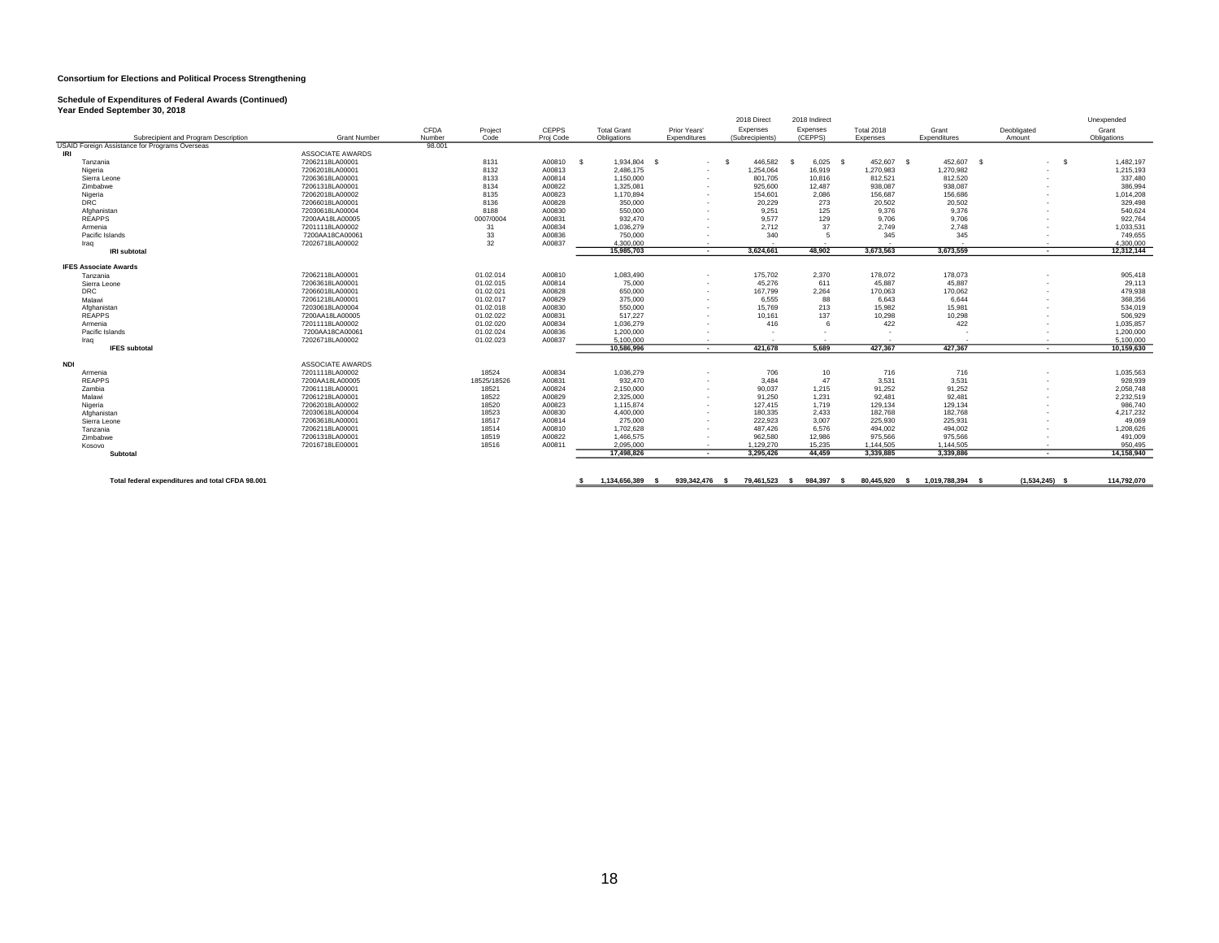**Consortium for Elections and Political Process Strengthening**

**Schedule of Expenditures of Federal Awards (Continued)**
**Year Ended September 30, 2018**

| Subrecipient and Program Description | Grant Number | CFDA Number | Project Code | CEPPS Proj Code | Total Grant Obligations | Prior Years' Expenditures | 2018 Direct Expenses (Subrecipients) | 2018 Indirect Expenses (CEPPS) | Total 2018 Expenses | Grant Expenditures | Deobligated Amount | Unexpended Grant Obligations |
|---|---|---|---|---|---|---|---|---|---|---|---|---|
| USAID Foreign Assistance for Programs Overseas | | 98.001 | | | | | | | | | | |
| **IRI** | ASSOCIATE AWARDS | | | | | | | | | | | |
| Tanzania | 72062118LA00001 | | 8131 | A00810 | $ 1,934,804 | $ - | $ 446,582 | $ 6,025 | $ 452,607 | $ 452,607 | $ - | $ 1,482,197 |
| Nigeria | 72062018LA00001 | | 8132 | A00813 | 2,486,175 | - | 1,254,064 | 16,919 | 1,270,983 | 1,270,982 | - | 1,215,193 |
| Sierra Leone | 72063618LA00001 | | 8133 | A00814 | 1,150,000 | - | 801,705 | 10,816 | 812,521 | 812,520 | - | 337,480 |
| Zimbabwe | 72061318LA00001 | | 8134 | A00822 | 1,325,081 | - | 925,600 | 12,487 | 938,087 | 938,087 | - | 386,994 |
| Nigeria | 72062018LA00002 | | 8135 | A00823 | 1,170,894 | - | 154,601 | 2,086 | 156,687 | 156,686 | - | 1,014,208 |
| DRC | 72066018LA00001 | | 8136 | A00828 | 350,000 | - | 20,229 | 273 | 20,502 | 20,502 | - | 329,498 |
| Afghanistan | 72030618LA00004 | | 8188 | A00830 | 550,000 | - | 9,251 | 125 | 9,376 | 9,376 | - | 540,624 |
| REAPPS | 7200AA18LA00005 | | 0007/0004 | A00831 | 932,470 | - | 9,577 | 129 | 9,706 | 9,706 | - | 922,764 |
| Armenia | 72011118LA00002 | | 31 | A00834 | 1,036,279 | - | 2,712 | 37 | 2,749 | 2,748 | - | 1,033,531 |
| Pacific Islands | 7200AA18CA00061 | | 33 | A00836 | 750,000 | - | 340 | 5 | 345 | 345 | - | 749,655 |
| Iraq | 72026718LA00002 | | 32 | A00837 | 4,300,000 | - | - | - | - | - | - | 4,300,000 |
| **IRI subtotal** | | | | | **15,985,703** | **-** | **3,624,661** | **48,902** | **3,673,563** | **3,673,559** | **-** | **12,312,144** |
| **IFES Associate Awards** | | | | | | | | | | | | |
| Tanzania | 72062118LA00001 | | 01.02.014 | A00810 | 1,083,490 | - | 175,702 | 2,370 | 178,072 | 178,073 | - | 905,418 |
| Sierra Leone | 72063618LA00001 | | 01.02.015 | A00814 | 75,000 | - | 45,276 | 611 | 45,887 | 45,887 | - | 29,113 |
| DRC | 72066018LA00001 | | 01.02.021 | A00828 | 650,000 | - | 167,799 | 2,264 | 170,063 | 170,062 | - | 479,938 |
| Malawi | 72061218LA00001 | | 01.02.017 | A00829 | 375,000 | - | 6,555 | 88 | 6,643 | 6,644 | - | 368,356 |
| Afghanistan | 72030618LA00004 | | 01.02.018 | A00830 | 550,000 | - | 15,769 | 213 | 15,982 | 15,981 | - | 534,019 |
| REAPPS | 7200AA18LA00005 | | 01.02.022 | A00831 | 517,227 | - | 10,161 | 137 | 10,298 | 10,298 | - | 506,929 |
| Armenia | 72011118LA00002 | | 01.02.020 | A00834 | 1,036,279 | - | 416 | 6 | 422 | 422 | - | 1,035,857 |
| Pacific Islands | 7200AA18CA00061 | | 01.02.024 | A00836 | 1,200,000 | - | - | - | - | - | - | 1,200,000 |
| Iraq | 72026718LA00002 | | 01.02.023 | A00837 | 5,100,000 | - | - | - | - | - | - | 5,100,000 |
| **IFES subtotal** | | | | | **10,586,996** | **-** | **421,678** | **5,689** | **427,367** | **427,367** | **-** | **10,159,630** |
| **NDI** | ASSOCIATE AWARDS | | | | | | | | | | | |
| Armenia | 72011118LA00002 | | 18524 | A00834 | 1,036,279 | - | 706 | 10 | 716 | 716 | - | 1,035,563 |
| REAPPS | 7200AA18LA00005 | | 18525/18526 | A00831 | 932,470 | - | 3,484 | 47 | 3,531 | 3,531 | - | 928,939 |
| Zambia | 72061118LA00001 | | 18521 | A00824 | 2,150,000 | - | 90,037 | 1,215 | 91,252 | 91,252 | - | 2,058,748 |
| Malawi | 72061218LA00001 | | 18522 | A00829 | 2,325,000 | - | 91,250 | 1,231 | 92,481 | 92,481 | - | 2,232,519 |
| Nigeria | 72062018LA00002 | | 18520 | A00823 | 1,115,874 | - | 127,415 | 1,719 | 129,134 | 129,134 | - | 986,740 |
| Afghanistan | 72030618LA00004 | | 18523 | A00830 | 4,400,000 | - | 180,335 | 2,433 | 182,768 | 182,768 | - | 4,217,232 |
| Sierra Leone | 72063618LA00001 | | 18517 | A00814 | 275,000 | - | 222,923 | 3,007 | 225,930 | 225,931 | - | 49,069 |
| Tanzania | 72062118LA00001 | | 18514 | A00810 | 1,702,628 | - | 487,426 | 6,576 | 494,002 | 494,002 | - | 1,208,626 |
| Zimbabwe | 72061318LA00001 | | 18519 | A00822 | 1,466,575 | - | 962,580 | 12,986 | 975,566 | 975,566 | - | 491,009 |
| Kosovo | 72016718LE00001 | | 18516 | A00811 | 2,095,000 | - | 1,129,270 | 15,235 | 1,144,505 | 1,144,505 | - | 950,495 |
| **Subtotal** | | | | | **17,498,826** | **-** | **3,295,426** | **44,459** | **3,339,885** | **3,339,886** | **-** | **14,158,940** |
| **Total federal expenditures and total CFDA 98.001** | | | | | **$ 1,134,656,389** | **$ 939,342,476** | **$ 79,461,523** | **$ 984,397** | **$ 80,445,920** | **$ 1,019,788,394** | **$ (1,534,245)** | **$ 114,792,070** |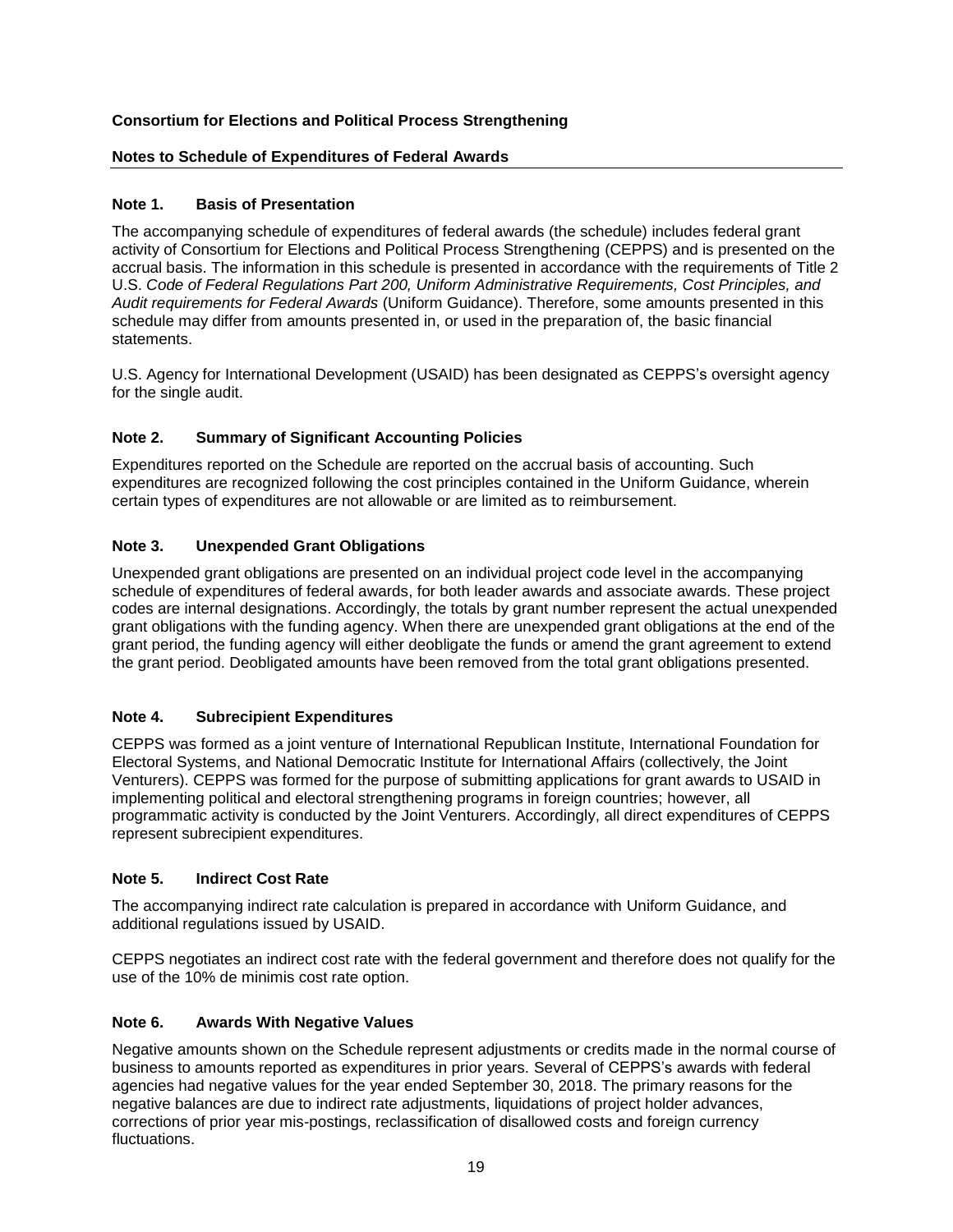**Consortium for Elections and Political Process Strengthening**

**Notes to Schedule of Expenditures of Federal Awards**

### Note 1. Basis of Presentation

The accompanying schedule of expenditures of federal awards (the schedule) includes federal grant activity of Consortium for Elections and Political Process Strengthening (CEPPS) and is presented on the accrual basis. The information in this schedule is presented in accordance with the requirements of Title 2 U.S. *Code of Federal Regulations Part 200, Uniform Administrative Requirements, Cost Principles, and Audit requirements for Federal Awards* (Uniform Guidance). Therefore, some amounts presented in this schedule may differ from amounts presented in, or used in the preparation of, the basic financial statements.

U.S. Agency for International Development (USAID) has been designated as CEPPS's oversight agency for the single audit.

### Note 2. Summary of Significant Accounting Policies

Expenditures reported on the Schedule are reported on the accrual basis of accounting. Such expenditures are recognized following the cost principles contained in the Uniform Guidance, wherein certain types of expenditures are not allowable or are limited as to reimbursement.

### Note 3. Unexpended Grant Obligations

Unexpended grant obligations are presented on an individual project code level in the accompanying schedule of expenditures of federal awards, for both leader awards and associate awards. These project codes are internal designations. Accordingly, the totals by grant number represent the actual unexpended grant obligations with the funding agency. When there are unexpended grant obligations at the end of the grant period, the funding agency will either deobligate the funds or amend the grant agreement to extend the grant period. Deobligated amounts have been removed from the total grant obligations presented.

### Note 4. Subrecipient Expenditures

CEPPS was formed as a joint venture of International Republican Institute, International Foundation for Electoral Systems, and National Democratic Institute for International Affairs (collectively, the Joint Venturers). CEPPS was formed for the purpose of submitting applications for grant awards to USAID in implementing political and electoral strengthening programs in foreign countries; however, all programmatic activity is conducted by the Joint Venturers. Accordingly, all direct expenditures of CEPPS represent subrecipient expenditures.

### Note 5. Indirect Cost Rate

The accompanying indirect rate calculation is prepared in accordance with Uniform Guidance, and additional regulations issued by USAID.

CEPPS negotiates an indirect cost rate with the federal government and therefore does not qualify for the use of the 10% de minimis cost rate option.

### Note 6. Awards With Negative Values

Negative amounts shown on the Schedule represent adjustments or credits made in the normal course of business to amounts reported as expenditures in prior years. Several of CEPPS's awards with federal agencies had negative values for the year ended September 30, 2018. The primary reasons for the negative balances are due to indirect rate adjustments, liquidations of project holder advances, corrections of prior year mis-postings, reclassification of disallowed costs and foreign currency fluctuations.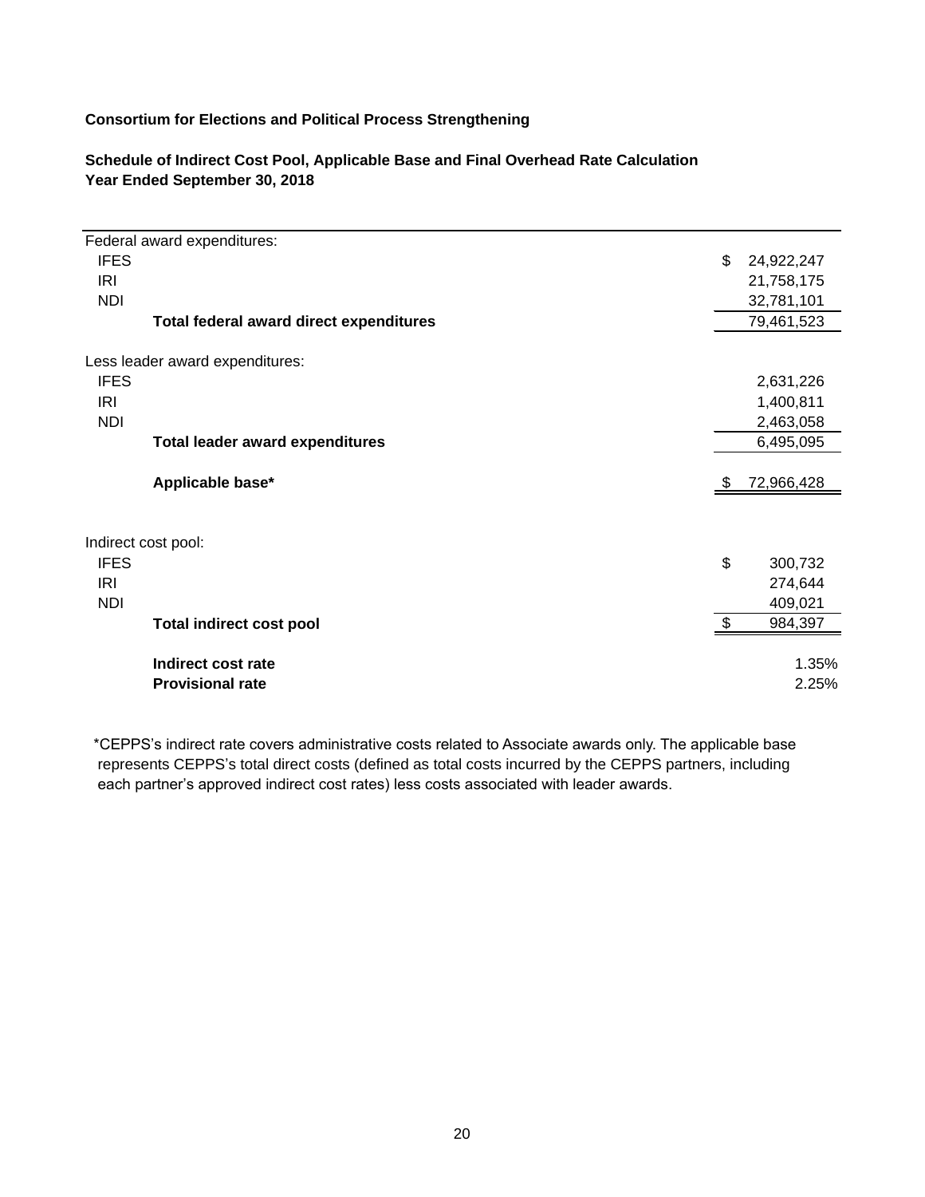**Consortium for Elections and Political Process Strengthening**

**Schedule of Indirect Cost Pool, Applicable Base and Final Overhead Rate Calculation**
**Year Ended September 30, 2018**

| | |
|---|---|
| Federal award expenditures: | |
| IFES | $ 24,922,247 |
| IRI | 21,758,175 |
| NDI | 32,781,101 |
| **Total federal award direct expenditures** | 79,461,523 |
| | |
| Less leader award expenditures: | |
| IFES | 2,631,226 |
| IRI | 1,400,811 |
| NDI | 2,463,058 |
| **Total leader award expenditures** | 6,495,095 |
| | |
| **Applicable base*** | $ 72,966,428 |
| | |
| Indirect cost pool: | |
| IFES | $ 300,732 |
| IRI | 274,644 |
| NDI | 409,021 |
| **Total indirect cost pool** | $ 984,397 |
| | |
| **Indirect cost rate** | 1.35% |
| **Provisional rate** | 2.25% |

*CEPPS's indirect rate covers administrative costs related to Associate awards only. The applicable base represents CEPPS's total direct costs (defined as total costs incurred by the CEPPS partners, including each partner's approved indirect cost rates) less costs associated with leader awards.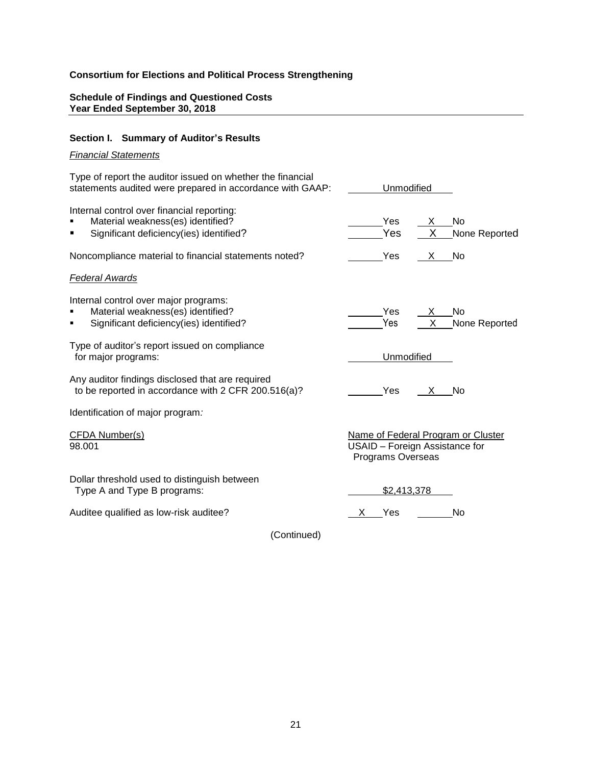**Consortium for Elections and Political Process Strengthening**

**Schedule of Findings and Questioned Costs**
**Year Ended September 30, 2018**

### Section I. Summary of Auditor's Results

*Financial Statements*

Type of report the auditor issued on whether the financial statements audited were prepared in accordance with GAAP: Unmodified

Internal control over financial reporting:

- Material weakness(es) identified? ______ Yes __X__ No
- Significant deficiency(ies) identified? ______ Yes __X__ None Reported

Noncompliance material to financial statements noted? ______ Yes __X__ No

*Federal Awards*

Internal control over major programs:

- Material weakness(es) identified? ______ Yes __X__ No
- Significant deficiency(ies) identified? ______ Yes __X__ None Reported

Type of auditor's report issued on compliance for major programs: Unmodified

Any auditor findings disclosed that are required to be reported in accordance with 2 CFR 200.516(a)? ______ Yes __X__ No

Identification of major program:

| CFDA Number(s) | Name of Federal Program or Cluster |
|---|---|
| 98.001 | USAID – Foreign Assistance for Programs Overseas |

Dollar threshold used to distinguish between Type A and Type B programs: $2,413,378

Auditee qualified as low-risk auditee? __X__ Yes ______ No

(Continued)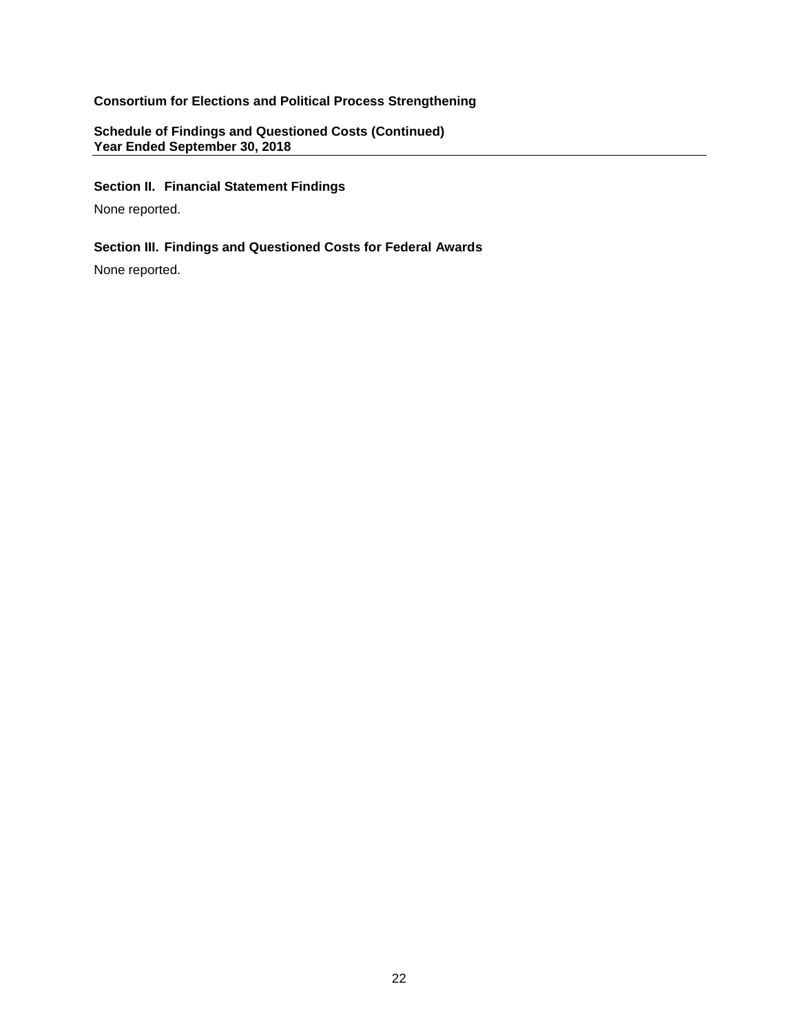**Consortium for Elections and Political Process Strengthening**

**Schedule of Findings and Questioned Costs (Continued)**
**Year Ended September 30, 2018**

## Section II. Financial Statement Findings

None reported.

## Section III. Findings and Questioned Costs for Federal Awards

None reported.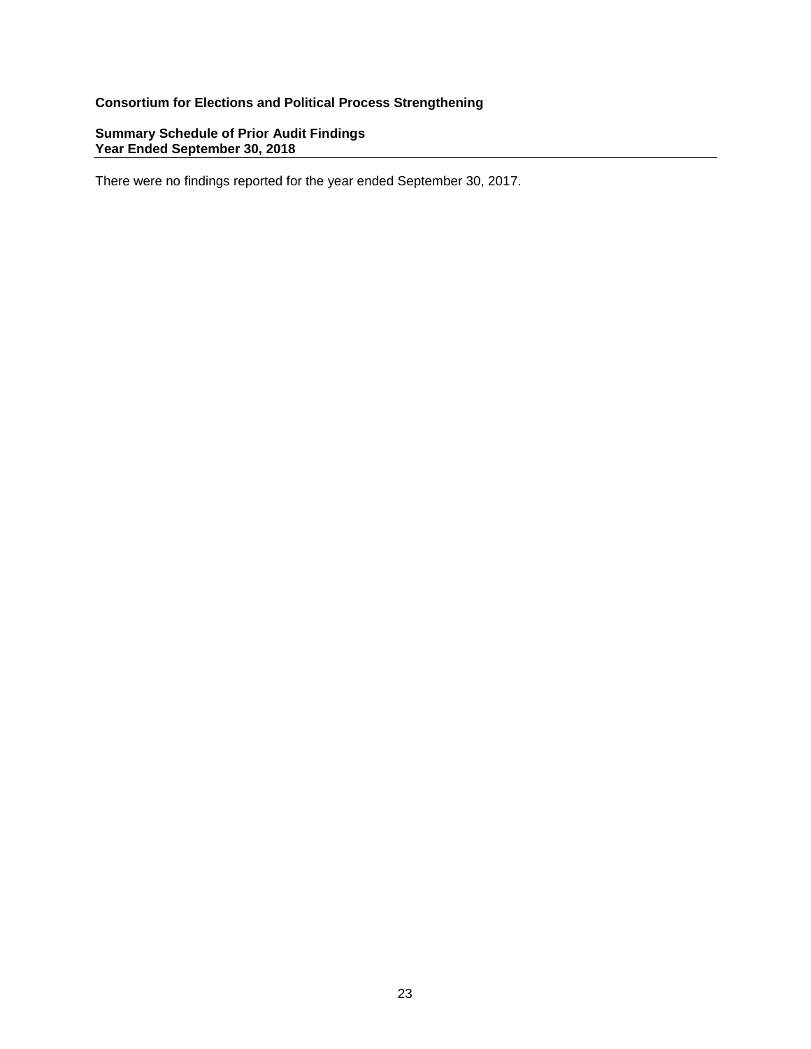**Consortium for Elections and Political Process Strengthening**

**Summary Schedule of Prior Audit Findings**
**Year Ended September 30, 2018**

There were no findings reported for the year ended September 30, 2017.